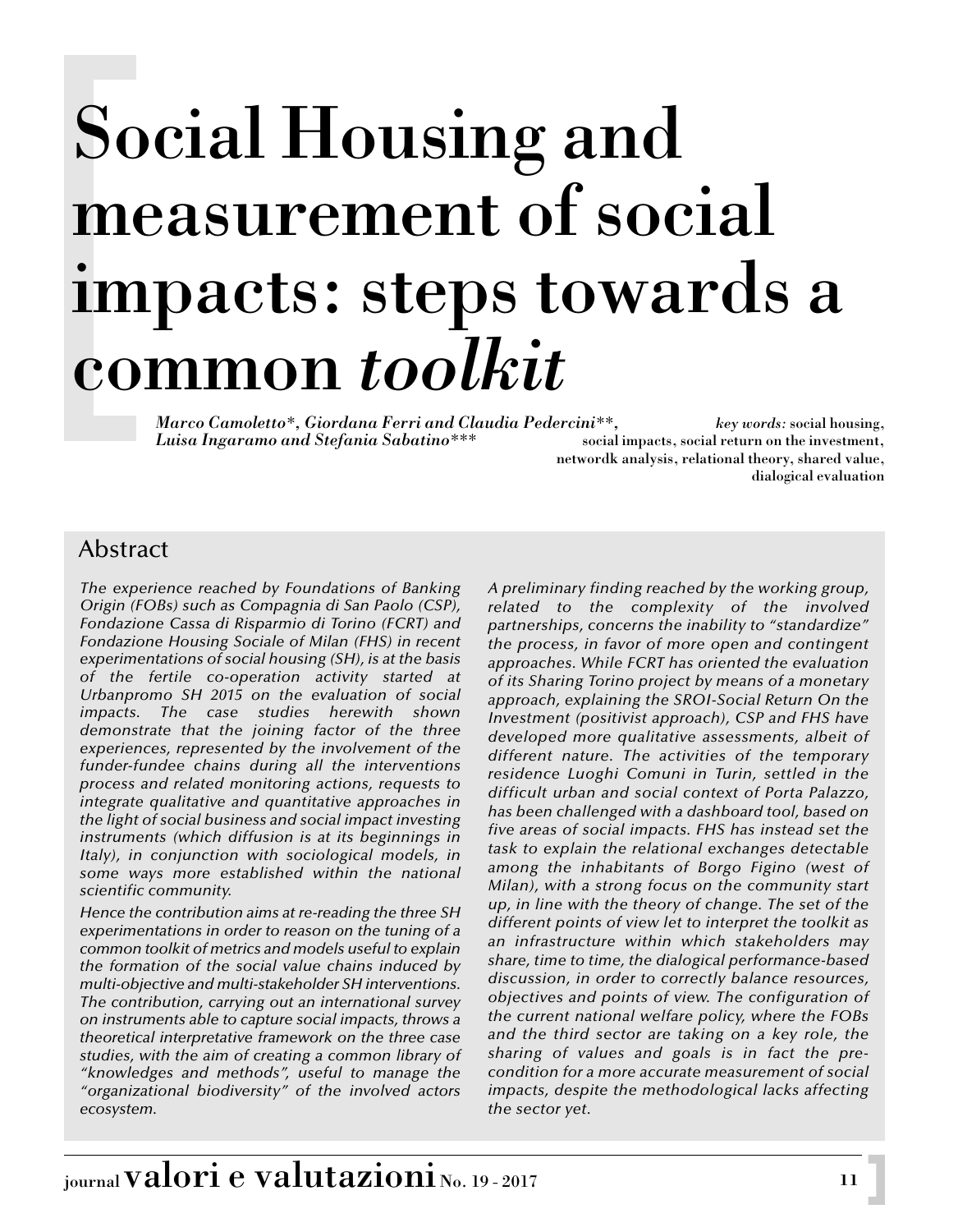# Social Housing and measurement of social impacts: steps towards a common *toolkit*

*Marco Camoletto\*, Giordana Ferri and Claudia Pedercini\*\*, Luisa Ingaramo and Stefania Sabatino\*\*\**

*key words:* social housing, social impacts, social return on the investment, networdk analysis, relational theory, shared value, dialogical evaluation

## Abstract

*The experience reached by Foundations of Banking Origin (FOBs) such as Compagnia di San Paolo (CSP), Fondazione Cassa di Risparmio di Torino (FCRT) and Fondazione Housing Sociale of Milan (FHS) in recent experimentations of social housing (SH), is at the basis of the fertile co-operation activity started at Urbanpromo SH 2015 on the evaluation of social impacts. The case studies herewith shown demonstrate that the joining factor of the three experiences, represented by the involvement of the funder-fundee chains during all the interventions process and related monitoring actions, requests to integrate qualitative and quantitative approaches in the light of social business and social impact investing instruments (which diffusion is at its beginnings in Italy), in conjunction with sociological models, in some ways more established within the national scientific community.*

*Hence the contribution aims at re-reading the three SH experimentations in order to reason on the tuning of a common toolkit of metrics and models useful to explain the formation of the social value chains induced by multi-objective and multi-stakeholder SH interventions. The contribution, carrying out an international survey on instruments able to capture social impacts, throws a theoretical interpretative framework on the three case studies, with the aim of creating a common library of "knowledges and methods", useful to manage the "organizational biodiversity" of the involved actors ecosystem.*

*A preliminary finding reached by the working group, related to the complexity of the involved partnerships, concerns the inability to "standardize" the process, in favor of more open and contingent approaches. While FCRT has oriented the evaluation of its Sharing Torino project by means of a monetary approach, explaining the SROI-Social Return On the Investment (positivist approach), CSP and FHS have developed more qualitative assessments, albeit of different nature. The activities of the temporary residence Luoghi Comuni in Turin, settled in the difficult urban and social context of Porta Palazzo, has been challenged with a dashboard tool, based on five areas of social impacts. FHS has instead set the task to explain the relational exchanges detectable among the inhabitants of Borgo Figino (west of Milan), with a strong focus on the community start up, in line with the theory of change. The set of the different points of view let to interpret the toolkit as an infrastructure within which stakeholders may share, time to time, the dialogical performance-based discussion, in order to correctly balance resources, objectives and points of view. The configuration of the current national welfare policy, where the FOBs and the third sector are taking on a key role, the sharing of values and goals is in fact the pre-condition for a more accurate measurement of social impacts, despite the methodological lacks affecting the sector yet.*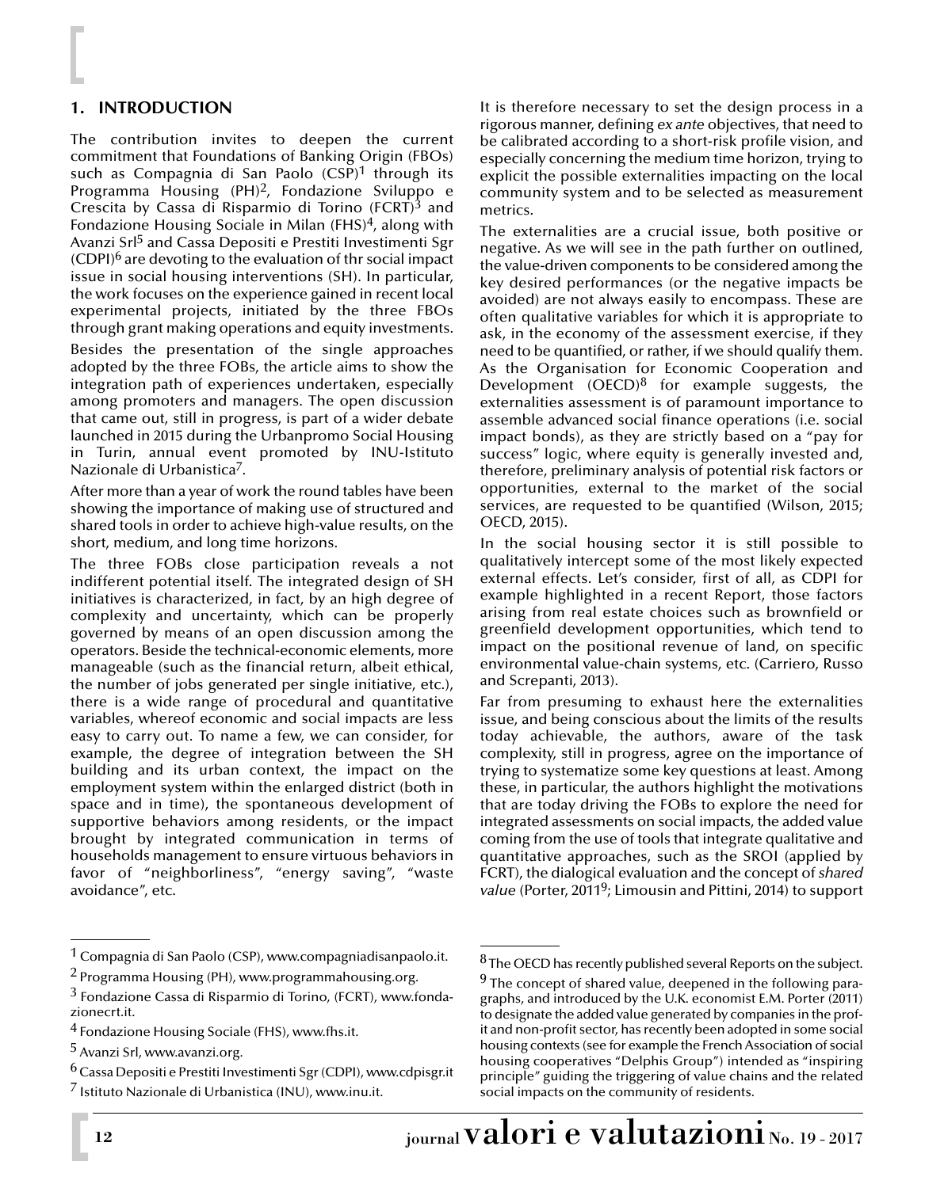## 1. INTRODUCTION

The contribution invites to deepen the current commitment that Foundations of Banking Origin (FBOs) such as Compagnia di San Paolo (CSP)[1] through its Programma Housing (PH)[2], Fondazione Sviluppo e Crescita by Cassa di Risparmio di Torino (FCRT)[3] and Fondazione Housing Sociale in Milan (FHS)[4], along with Avanzi Srl[5] and Cassa Depositi e Prestiti Investimenti Sgr (CDPI)[6] are devoting to the evaluation of thr social impact issue in social housing interventions (SH). In particular, the work focuses on the experience gained in recent local experimental projects, initiated by the three FBOs through grant making operations and equity investments.

Besides the presentation of the single approaches adopted by the three FOBs, the article aims to show the integration path of experiences undertaken, especially among promoters and managers. The open discussion that came out, still in progress, is part of a wider debate launched in 2015 during the Urbanpromo Social Housing in Turin, annual event promoted by INU-Istituto Nazionale di Urbanistica[7].

After more than a year of work the round tables have been showing the importance of making use of structured and shared tools in order to achieve high-value results, on the short, medium, and long time horizons.

The three FOBs close participation reveals a not indifferent potential itself. The integrated design of SH initiatives is characterized, in fact, by an high degree of complexity and uncertainty, which can be properly governed by means of an open discussion among the operators. Beside the technical-economic elements, more manageable (such as the financial return, albeit ethical, the number of jobs generated per single initiative, etc.), there is a wide range of procedural and quantitative variables, whereof economic and social impacts are less easy to carry out. To name a few, we can consider, for example, the degree of integration between the SH building and its urban context, the impact on the employment system within the enlarged district (both in space and in time), the spontaneous development of supportive behaviors among residents, or the impact brought by integrated communication in terms of households management to ensure virtuous behaviors in favor of "neighborliness", "energy saving", "waste avoidance", etc.

It is therefore necessary to set the design process in a rigorous manner, defining *ex ante* objectives, that need to be calibrated according to a short-risk profile vision, and especially concerning the medium time horizon, trying to explicit the possible externalities impacting on the local community system and to be selected as measurement metrics.

The externalities are a crucial issue, both positive or negative. As we will see in the path further on outlined, the value-driven components to be considered among the key desired performances (or the negative impacts be avoided) are not always easily to encompass. These are often qualitative variables for which it is appropriate to ask, in the economy of the assessment exercise, if they need to be quantified, or rather, if we should qualify them. As the Organisation for Economic Cooperation and Development (OECD)[8] for example suggests, the externalities assessment is of paramount importance to assemble advanced social finance operations (i.e. social impact bonds), as they are strictly based on a "pay for success" logic, where equity is generally invested and, therefore, preliminary analysis of potential risk factors or opportunities, external to the market of the social services, are requested to be quantified (Wilson, 2015; OECD, 2015).

In the social housing sector it is still possible to qualitatively intercept some of the most likely expected external effects. Let's consider, first of all, as CDPI for example highlighted in a recent Report, those factors arising from real estate choices such as brownfield or greenfield development opportunities, which tend to impact on the positional revenue of land, on specific environmental value-chain systems, etc. (Carriero, Russo and Screpanti, 2013).

Far from presuming to exhaust here the externalities issue, and being conscious about the limits of the results today achievable, the authors, aware of the task complexity, still in progress, agree on the importance of trying to systematize some key questions at least. Among these, in particular, the authors highlight the motivations that are today driving the FOBs to explore the need for integrated assessments on social impacts, the added value coming from the use of tools that integrate qualitative and quantitative approaches, such as the SROI (applied by FCRT), the dialogical evaluation and the concept of *shared value* (Porter, 2011[9]; Limousin and Pittini, 2014) to support

---

[1] Compagnia di San Paolo (CSP), www.compagniadisanpaolo.it.

[2] Programma Housing (PH), www.programmahousing.org.

[3] Fondazione Cassa di Risparmio di Torino, (FCRT), www.fondazionecrt.it.

[4] Fondazione Housing Sociale (FHS), www.fhs.it.

[5] Avanzi Srl, www.avanzi.org.

[6] Cassa Depositi e Prestiti Investimenti Sgr (CDPI), www.cdpisgr.it

[7] Istituto Nazionale di Urbanistica (INU), www.inu.it.

[8] The OECD has recently published several Reports on the subject.

[9] The concept of shared value, deepened in the following paragraphs, and introduced by the U.K. economist E.M. Porter (2011) to designate the added value generated by companies in the profit and non-profit sector, has recently been adopted in some social housing contexts (see for example the French Association of social housing cooperatives "Delphis Group") intended as "inspiring principle" guiding the triggering of value chains and the related social impacts on the community of residents.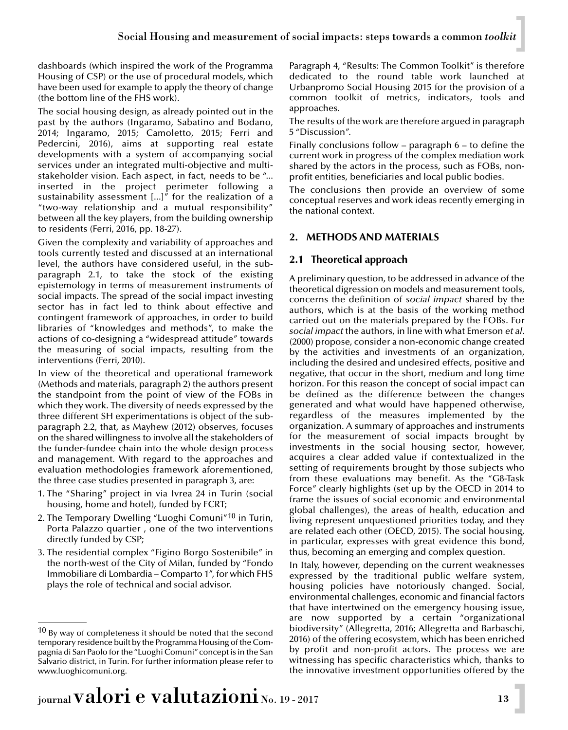dashboards (which inspired the work of the Programma Housing of CSP) or the use of procedural models, which have been used for example to apply the theory of change (the bottom line of the FHS work).

The social housing design, as already pointed out in the past by the authors (Ingaramo, Sabatino and Bodano, 2014; Ingaramo, 2015; Camoletto, 2015; Ferri and Pedercini, 2016), aims at supporting real estate developments with a system of accompanying social services under an integrated multi-objective and multi-stakeholder vision. Each aspect, in fact, needs to be "... inserted in the project perimeter following a sustainability assessment [...]" for the realization of a "two-way relationship and a mutual responsibility" between all the key players, from the building ownership to residents (Ferri, 2016, pp. 18-27).

Given the complexity and variability of approaches and tools currently tested and discussed at an international level, the authors have considered useful, in the sub-paragraph 2.1, to take the stock of the existing epistemology in terms of measurement instruments of social impacts. The spread of the social impact investing sector has in fact led to think about effective and contingent framework of approaches, in order to build libraries of "knowledges and methods", to make the actions of co-designing a "widespread attitude" towards the measuring of social impacts, resulting from the interventions (Ferri, 2010).

In view of the theoretical and operational framework (Methods and materials, paragraph 2) the authors present the standpoint from the point of view of the FOBs in which they work. The diversity of needs expressed by the three different SH experimentations is object of the sub-paragraph 2.2, that, as Mayhew (2012) observes, focuses on the shared willingness to involve all the stakeholders of the funder-fundee chain into the whole design process and management. With regard to the approaches and evaluation methodologies framework aforementioned, the three case studies presented in paragraph 3, are:

1. The "Sharing" project in via Ivrea 24 in Turin (social housing, home and hotel), funded by FCRT;
2. The Temporary Dwelling "Luoghi Comuni"[10] in Turin, Porta Palazzo quartier , one of the two interventions directly funded by CSP;
3. The residential complex "Figino Borgo Sostenibile" in the north-west of the City of Milan, funded by "Fondo Immobiliare di Lombardia – Comparto 1", for which FHS plays the role of technical and social advisor.

Paragraph 4, "Results: The Common Toolkit" is therefore dedicated to the round table work launched at Urbanpromo Social Housing 2015 for the provision of a common toolkit of metrics, indicators, tools and approaches.

The results of the work are therefore argued in paragraph 5 "Discussion".

Finally conclusions follow – paragraph 6 – to define the current work in progress of the complex mediation work shared by the actors in the process, such as FOBs, non-profit entities, beneficiaries and local public bodies.

The conclusions then provide an overview of some conceptual reserves and work ideas recently emerging in the national context.

## 2. METHODS AND MATERIALS

### 2.1 Theoretical approach

A preliminary question, to be addressed in advance of the theoretical digression on models and measurement tools, concerns the definition of *social impact* shared by the authors, which is at the basis of the working method carried out on the materials prepared by the FOBs. For *social impact* the authors, in line with what Emerson *et al*. (2000) propose, consider a non-economic change created by the activities and investments of an organization, including the desired and undesired effects, positive and negative, that occur in the short, medium and long time horizon. For this reason the concept of social impact can be defined as the difference between the changes generated and what would have happened otherwise, regardless of the measures implemented by the organization. A summary of approaches and instruments for the measurement of social impacts brought by investments in the social housing sector, however, acquires a clear added value if contextualized in the setting of requirements brought by those subjects who from these evaluations may benefit. As the "G8-Task Force" clearly highlights (set up by the OECD in 2014 to frame the issues of social economic and environmental global challenges), the areas of health, education and living represent unquestioned priorities today, and they are related each other (OECD, 2015). The social housing, in particular, expresses with great evidence this bond, thus, becoming an emerging and complex question.

In Italy, however, depending on the current weaknesses expressed by the traditional public welfare system, housing policies have notoriously changed. Social, environmental challenges, economic and financial factors that have intertwined on the emergency housing issue, are now supported by a certain "organizational biodiversity" (Allegretta, 2016; Allegretta and Barbaschi, 2016) of the offering ecosystem, which has been enriched by profit and non-profit actors. The process we are witnessing has specific characteristics which, thanks to the innovative investment opportunities offered by the

---

[10] By way of completeness it should be noted that the second temporary residence built by the Programma Housing of the Compagnia di San Paolo for the "Luoghi Comuni" concept is in the San Salvario district, in Turin. For further information please refer to www.luoghicomuni.org.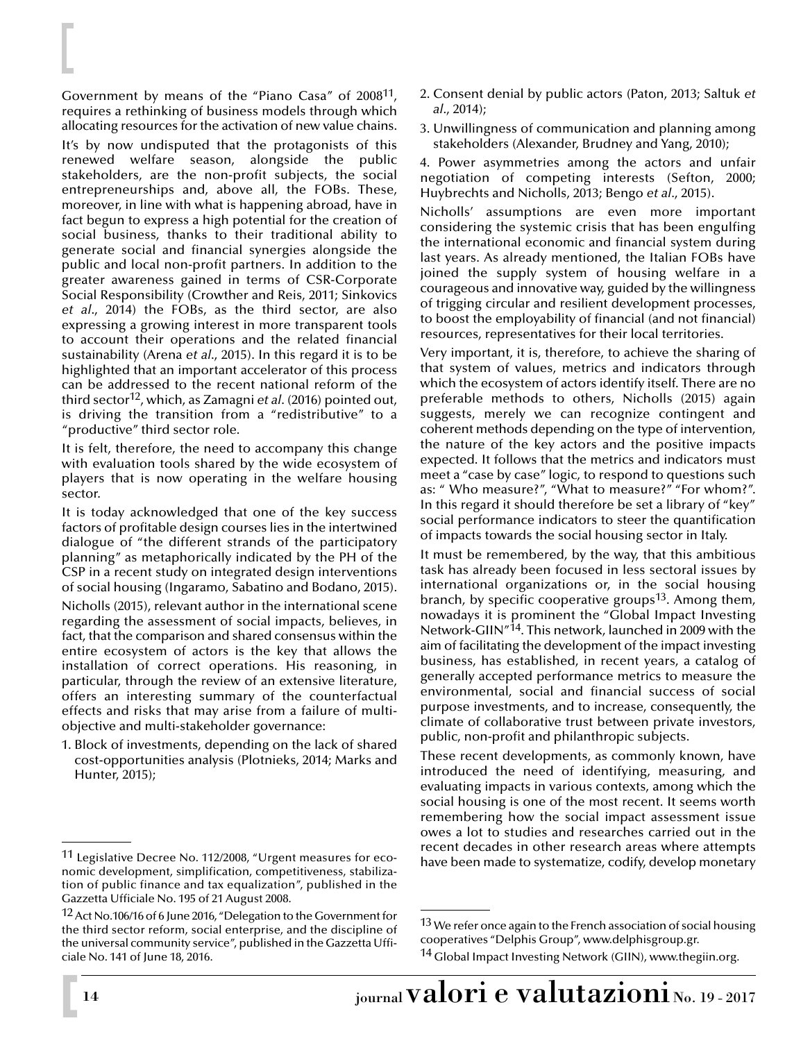Government by means of the "Piano Casa" of 2008[11], requires a rethinking of business models through which allocating resources for the activation of new value chains.

It's by now undisputed that the protagonists of this renewed welfare season, alongside the public stakeholders, are the non-profit subjects, the social entrepreneurships and, above all, the FOBs. These, moreover, in line with what is happening abroad, have in fact begun to express a high potential for the creation of social business, thanks to their traditional ability to generate social and financial synergies alongside the public and local non-profit partners. In addition to the greater awareness gained in terms of CSR-Corporate Social Responsibility (Crowther and Reis, 2011; Sinkovics *et al*., 2014) the FOBs, as the third sector, are also expressing a growing interest in more transparent tools to account their operations and the related financial sustainability (Arena *et al*., 2015). In this regard it is to be highlighted that an important accelerator of this process can be addressed to the recent national reform of the third sector[12], which, as Zamagni *et al*. (2016) pointed out, is driving the transition from a "redistributive" to a "productive" third sector role.

It is felt, therefore, the need to accompany this change with evaluation tools shared by the wide ecosystem of players that is now operating in the welfare housing sector.

It is today acknowledged that one of the key success factors of profitable design courses lies in the intertwined dialogue of "the different strands of the participatory planning" as metaphorically indicated by the PH of the CSP in a recent study on integrated design interventions of social housing (Ingaramo, Sabatino and Bodano, 2015).

Nicholls (2015), relevant author in the international scene regarding the assessment of social impacts, believes, in fact, that the comparison and shared consensus within the entire ecosystem of actors is the key that allows the installation of correct operations. His reasoning, in particular, through the review of an extensive literature, offers an interesting summary of the counterfactual effects and risks that may arise from a failure of multi-objective and multi-stakeholder governance:

1. Block of investments, depending on the lack of shared cost-opportunities analysis (Plotnieks, 2014; Marks and Hunter, 2015);
2. Consent denial by public actors (Paton, 2013; Saltuk *et al*., 2014);
3. Unwillingness of communication and planning among stakeholders (Alexander, Brudney and Yang, 2010);
4. Power asymmetries among the actors and unfair negotiation of competing interests (Sefton, 2000; Huybrechts and Nicholls, 2013; Bengo *et al*., 2015).

Nicholls' assumptions are even more important considering the systemic crisis that has been engulfing the international economic and financial system during last years. As already mentioned, the Italian FOBs have joined the supply system of housing welfare in a courageous and innovative way, guided by the willingness of trigging circular and resilient development processes, to boost the employability of financial (and not financial) resources, representatives for their local territories.

Very important, it is, therefore, to achieve the sharing of that system of values, metrics and indicators through which the ecosystem of actors identify itself. There are no preferable methods to others, Nicholls (2015) again suggests, merely we can recognize contingent and coherent methods depending on the type of intervention, the nature of the key actors and the positive impacts expected. It follows that the metrics and indicators must meet a "case by case" logic, to respond to questions such as: " Who measure?", "What to measure?" "For whom?". In this regard it should therefore be set a library of "key" social performance indicators to steer the quantification of impacts towards the social housing sector in Italy.

It must be remembered, by the way, that this ambitious task has already been focused in less sectoral issues by international organizations or, in the social housing branch, by specific cooperative groups[13]. Among them, nowadays it is prominent the "Global Impact Investing Network-GIIN"[14]. This network, launched in 2009 with the aim of facilitating the development of the impact investing business, has established, in recent years, a catalog of generally accepted performance metrics to measure the environmental, social and financial success of social purpose investments, and to increase, consequently, the climate of collaborative trust between private investors, public, non-profit and philanthropic subjects.

These recent developments, as commonly known, have introduced the need of identifying, measuring, and evaluating impacts in various contexts, among which the social housing is one of the most recent. It seems worth remembering how the social impact assessment issue owes a lot to studies and researches carried out in the recent decades in other research areas where attempts have been made to systematize, codify, develop monetary

---

[11] Legislative Decree No. 112/2008, "Urgent measures for economic development, simplification, competitiveness, stabilization of public finance and tax equalization", published in the Gazzetta Ufficiale No. 195 of 21 August 2008.

[12] Act No.106/16 of 6 June 2016, "Delegation to the Government for the third sector reform, social enterprise, and the discipline of the universal community service", published in the Gazzetta Ufficiale No. 141 of June 18, 2016.

[13] We refer once again to the French association of social housing cooperatives "Delphis Group", www.delphisgroup.gr.

[14] Global Impact Investing Network (GIIN), www.thegiin.org.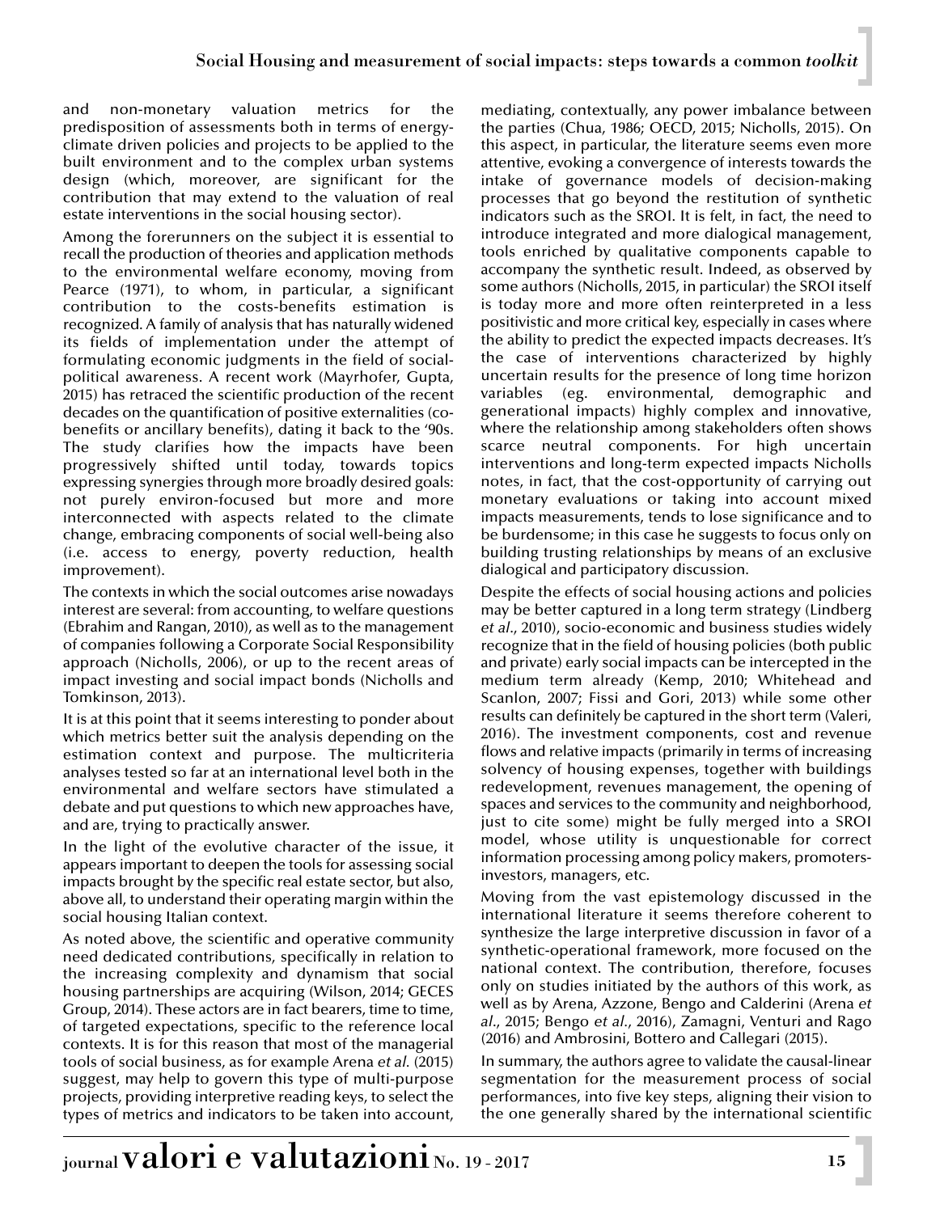and non-monetary valuation metrics for the predisposition of assessments both in terms of energy-climate driven policies and projects to be applied to the built environment and to the complex urban systems design (which, moreover, are significant for the contribution that may extend to the valuation of real estate interventions in the social housing sector).

Among the forerunners on the subject it is essential to recall the production of theories and application methods to the environmental welfare economy, moving from Pearce (1971), to whom, in particular, a significant contribution to the costs-benefits estimation is recognized. A family of analysis that has naturally widened its fields of implementation under the attempt of formulating economic judgments in the field of social-political awareness. A recent work (Mayrhofer, Gupta, 2015) has retraced the scientific production of the recent decades on the quantification of positive externalities (co-benefits or ancillary benefits), dating it back to the '90s. The study clarifies how the impacts have been progressively shifted until today, towards topics expressing synergies through more broadly desired goals: not purely environ-focused but more and more interconnected with aspects related to the climate change, embracing components of social well-being also (i.e. access to energy, poverty reduction, health improvement).

The contexts in which the social outcomes arise nowadays interest are several: from accounting, to welfare questions (Ebrahim and Rangan, 2010), as well as to the management of companies following a Corporate Social Responsibility approach (Nicholls, 2006), or up to the recent areas of impact investing and social impact bonds (Nicholls and Tomkinson, 2013).

It is at this point that it seems interesting to ponder about which metrics better suit the analysis depending on the estimation context and purpose. The multicriteria analyses tested so far at an international level both in the environmental and welfare sectors have stimulated a debate and put questions to which new approaches have, and are, trying to practically answer.

In the light of the evolutive character of the issue, it appears important to deepen the tools for assessing social impacts brought by the specific real estate sector, but also, above all, to understand their operating margin within the social housing Italian context.

As noted above, the scientific and operative community need dedicated contributions, specifically in relation to the increasing complexity and dynamism that social housing partnerships are acquiring (Wilson, 2014; GECES Group, 2014). These actors are in fact bearers, time to time, of targeted expectations, specific to the reference local contexts. It is for this reason that most of the managerial tools of social business, as for example Arena *et al.* (2015) suggest, may help to govern this type of multi-purpose projects, providing interpretive reading keys, to select the types of metrics and indicators to be taken into account, mediating, contextually, any power imbalance between the parties (Chua, 1986; OECD, 2015; Nicholls, 2015). On this aspect, in particular, the literature seems even more attentive, evoking a convergence of interests towards the intake of governance models of decision-making processes that go beyond the restitution of synthetic indicators such as the SROI. It is felt, in fact, the need to introduce integrated and more dialogical management, tools enriched by qualitative components capable to accompany the synthetic result. Indeed, as observed by some authors (Nicholls, 2015, in particular) the SROI itself is today more and more often reinterpreted in a less positivistic and more critical key, especially in cases where the ability to predict the expected impacts decreases. It's the case of interventions characterized by highly uncertain results for the presence of long time horizon variables (eg. environmental, demographic and generational impacts) highly complex and innovative, where the relationship among stakeholders often shows scarce neutral components. For high uncertain interventions and long-term expected impacts Nicholls notes, in fact, that the cost-opportunity of carrying out monetary evaluations or taking into account mixed impacts measurements, tends to lose significance and to be burdensome; in this case he suggests to focus only on building trusting relationships by means of an exclusive dialogical and participatory discussion.

Despite the effects of social housing actions and policies may be better captured in a long term strategy (Lindberg *et al.*, 2010), socio-economic and business studies widely recognize that in the field of housing policies (both public and private) early social impacts can be intercepted in the medium term already (Kemp, 2010; Whitehead and Scanlon, 2007; Fissi and Gori, 2013) while some other results can definitely be captured in the short term (Valeri, 2016). The investment components, cost and revenue flows and relative impacts (primarily in terms of increasing solvency of housing expenses, together with buildings redevelopment, revenues management, the opening of spaces and services to the community and neighborhood, just to cite some) might be fully merged into a SROI model, whose utility is unquestionable for correct information processing among policy makers, promoters-investors, managers, etc.

Moving from the vast epistemology discussed in the international literature it seems therefore coherent to synthesize the large interpretive discussion in favor of a synthetic-operational framework, more focused on the national context. The contribution, therefore, focuses only on studies initiated by the authors of this work, as well as by Arena, Azzone, Bengo and Calderini (Arena *et al.*, 2015; Bengo *et al.*, 2016), Zamagni, Venturi and Rago (2016) and Ambrosini, Bottero and Callegari (2015).

In summary, the authors agree to validate the causal-linear segmentation for the measurement process of social performances, into five key steps, aligning their vision to the one generally shared by the international scientific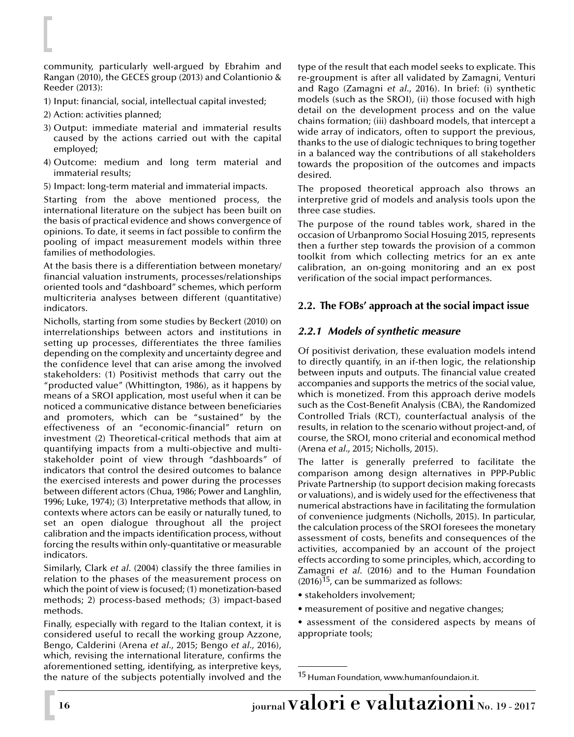community, particularly well-argued by Ebrahim and Rangan (2010), the GECES group (2013) and Colantionio & Reeder (2013):

1) Input: financial, social, intellectual capital invested;
2) Action: activities planned;
3) Output: immediate material and immaterial results caused by the actions carried out with the capital employed;
4) Outcome: medium and long term material and immaterial results;
5) Impact: long-term material and immaterial impacts.

Starting from the above mentioned process, the international literature on the subject has been built on the basis of practical evidence and shows convergence of opinions. To date, it seems in fact possible to confirm the pooling of impact measurement models within three families of methodologies.

At the basis there is a differentiation between monetary/financial valuation instruments, processes/relationships oriented tools and "dashboard" schemes, which perform multicriteria analyses between different (quantitative) indicators.

Nicholls, starting from some studies by Beckert (2010) on interrelationships between actors and institutions in setting up processes, differentiates the three families depending on the complexity and uncertainty degree and the confidence level that can arise among the involved stakeholders: (1) Positivist methods that carry out the "producted value" (Whittington, 1986), as it happens by means of a SROI application, most useful when it can be noticed a communicative distance between beneficiaries and promoters, which can be "sustained" by the effectiveness of an "economic-financial" return on investment (2) Theoretical-critical methods that aim at quantifying impacts from a multi-objective and multi-stakeholder point of view through "dashboards" of indicators that control the desired outcomes to balance the exercised interests and power during the processes between different actors (Chua, 1986; Power and Langhlin, 1996; Luke, 1974); (3) Interpretative methods that allow, in contexts where actors can be easily or naturally tuned, to set an open dialogue throughout all the project calibration and the impacts identification process, without forcing the results within only-quantitative or measurable indicators.

Similarly, Clark *et al*. (2004) classify the three families in relation to the phases of the measurement process on which the point of view is focused; (1) monetization-based methods; 2) process-based methods; (3) impact-based methods.

Finally, especially with regard to the Italian context, it is considered useful to recall the working group Azzone, Bengo, Calderini (Arena *et al*., 2015; Bengo *et al*., 2016), which, revising the international literature, confirms the aforementioned setting, identifying, as interpretive keys, the nature of the subjects potentially involved and the type of the result that each model seeks to explicate. This re-groupment is after all validated by Zamagni, Venturi and Rago (Zamagni *et al*., 2016). In brief: (i) synthetic models (such as the SROI), (ii) those focused with high detail on the development process and on the value chains formation; (iii) dashboard models, that intercept a wide array of indicators, often to support the previous, thanks to the use of dialogic techniques to bring together in a balanced way the contributions of all stakeholders towards the proposition of the outcomes and impacts desired.

The proposed theoretical approach also throws an interpretive grid of models and analysis tools upon the three case studies.

The purpose of the round tables work, shared in the occasion of Urbanpromo Social Hosuing 2015, represents then a further step towards the provision of a common toolkit from which collecting metrics for an ex ante calibration, an on-going monitoring and an ex post verification of the social impact performances.

## 2.2. The FOBs' approach at the social impact issue

### *2.2.1 Models of synthetic measure*

Of positivist derivation, these evaluation models intend to directly quantify, in an if-then logic, the relationship between inputs and outputs. The financial value created accompanies and supports the metrics of the social value, which is monetized. From this approach derive models such as the Cost-Benefit Analysis (CBA), the Randomized Controlled Trials (RCT), counterfactual analysis of the results, in relation to the scenario without project-and, of course, the SROI, mono criterial and economical method (Arena *et al*., 2015; Nicholls, 2015).

The latter is generally preferred to facilitate the comparison among design alternatives in PPP-Public Private Partnership (to support decision making forecasts or valuations), and is widely used for the effectiveness that numerical abstractions have in facilitating the formulation of convenience judgments (Nicholls, 2015). In particular, the calculation process of the SROI foresees the monetary assessment of costs, benefits and consequences of the activities, accompanied by an account of the project effects according to some principles, which, according to Zamagni *et al*. (2016) and to the Human Foundation (2016)[15], can be summarized as follows:

- stakeholders involvement;
- measurement of positive and negative changes;
- assessment of the considered aspects by means of appropriate tools;

[15] Human Foundation, www.humanfoundaion.it.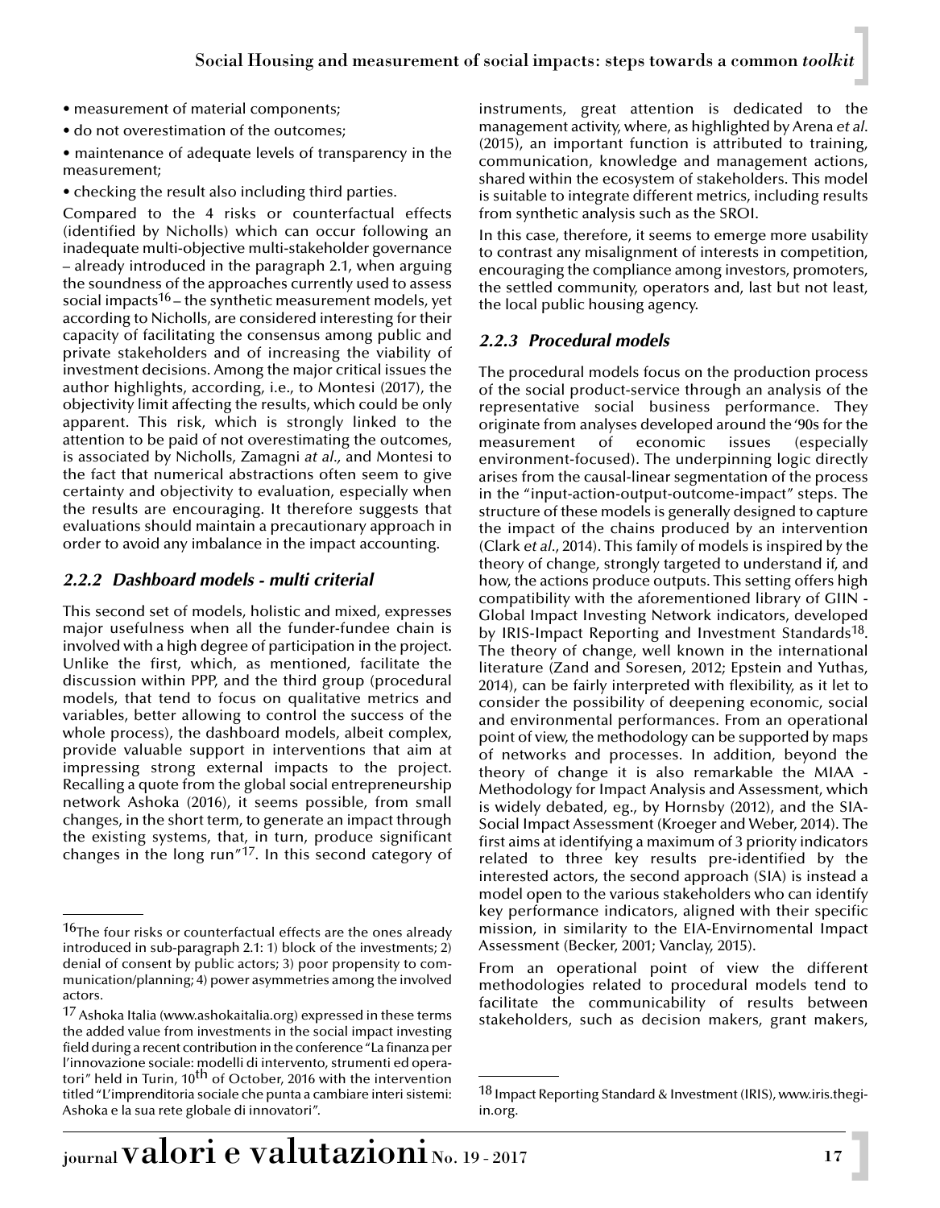- measurement of material components;
- do not overestimation of the outcomes;
- maintenance of adequate levels of transparency in the measurement;
- checking the result also including third parties.

Compared to the 4 risks or counterfactual effects (identified by Nicholls) which can occur following an inadequate multi-objective multi-stakeholder governance – already introduced in the paragraph 2.1, when arguing the soundness of the approaches currently used to assess social impacts[16] – the synthetic measurement models, yet according to Nicholls, are considered interesting for their capacity of facilitating the consensus among public and private stakeholders and of increasing the viability of investment decisions. Among the major critical issues the author highlights, according, i.e., to Montesi (2017), the objectivity limit affecting the results, which could be only apparent. This risk, which is strongly linked to the attention to be paid of not overestimating the outcomes, is associated by Nicholls, Zamagni *at al.*, and Montesi to the fact that numerical abstractions often seem to give certainty and objectivity to evaluation, especially when the results are encouraging. It therefore suggests that evaluations should maintain a precautionary approach in order to avoid any imbalance in the impact accounting.

### 2.2.2 Dashboard models - multi criterial

This second set of models, holistic and mixed, expresses major usefulness when all the funder-fundee chain is involved with a high degree of participation in the project. Unlike the first, which, as mentioned, facilitate the discussion within PPP, and the third group (procedural models, that tend to focus on qualitative metrics and variables, better allowing to control the success of the whole process), the dashboard models, albeit complex, provide valuable support in interventions that aim at impressing strong external impacts to the project. Recalling a quote from the global social entrepreneurship network Ashoka (2016), it seems possible, from small changes, in the short term, to generate an impact through the existing systems, that, in turn, produce significant changes in the long run"[17]. In this second category of instruments, great attention is dedicated to the management activity, where, as highlighted by Arena *et al.* (2015), an important function is attributed to training, communication, knowledge and management actions, shared within the ecosystem of stakeholders. This model is suitable to integrate different metrics, including results from synthetic analysis such as the SROI.

In this case, therefore, it seems to emerge more usability to contrast any misalignment of interests in competition, encouraging the compliance among investors, promoters, the settled community, operators and, last but not least, the local public housing agency.

### 2.2.3 Procedural models

The procedural models focus on the production process of the social product-service through an analysis of the representative social business performance. They originate from analyses developed around the '90s for the measurement of economic issues (especially environment-focused). The underpinning logic directly arises from the causal-linear segmentation of the process in the "input-action-output-outcome-impact" steps. The structure of these models is generally designed to capture the impact of the chains produced by an intervention (Clark *et al.*, 2014). This family of models is inspired by the theory of change, strongly targeted to understand if, and how, the actions produce outputs. This setting offers high compatibility with the aforementioned library of GIIN - Global Impact Investing Network indicators, developed by IRIS-Impact Reporting and Investment Standards[18]. The theory of change, well known in the international literature (Zand and Soresen, 2012; Epstein and Yuthas, 2014), can be fairly interpreted with flexibility, as it let to consider the possibility of deepening economic, social and environmental performances. From an operational point of view, the methodology can be supported by maps of networks and processes. In addition, beyond the theory of change it is also remarkable the MIAA - Methodology for Impact Analysis and Assessment, which is widely debated, eg., by Hornsby (2012), and the SIA-Social Impact Assessment (Kroeger and Weber, 2014). The first aims at identifying a maximum of 3 priority indicators related to three key results pre-identified by the interested actors, the second approach (SIA) is instead a model open to the various stakeholders who can identify key performance indicators, aligned with their specific mission, in similarity to the EIA-Envirnomental Impact Assessment (Becker, 2001; Vanclay, 2015).

From an operational point of view the different methodologies related to procedural models tend to facilitate the communicability of results between stakeholders, such as decision makers, grant makers,

---

[16] The four risks or counterfactual effects are the ones already introduced in sub-paragraph 2.1: 1) block of the investments; 2) denial of consent by public actors; 3) poor propensity to communication/planning; 4) power asymmetries among the involved actors.

[17] Ashoka Italia (www.ashokaitalia.org) expressed in these terms the added value from investments in the social impact investing field during a recent contribution in the conference "La finanza per l'innovazione sociale: modelli di intervento, strumenti ed operatori" held in Turin, 10th of October, 2016 with the intervention titled "L'imprenditoria sociale che punta a cambiare interi sistemi: Ashoka e la sua rete globale di innovatori".

[18] Impact Reporting Standard & Investment (IRIS), www.iris.thegiin.org.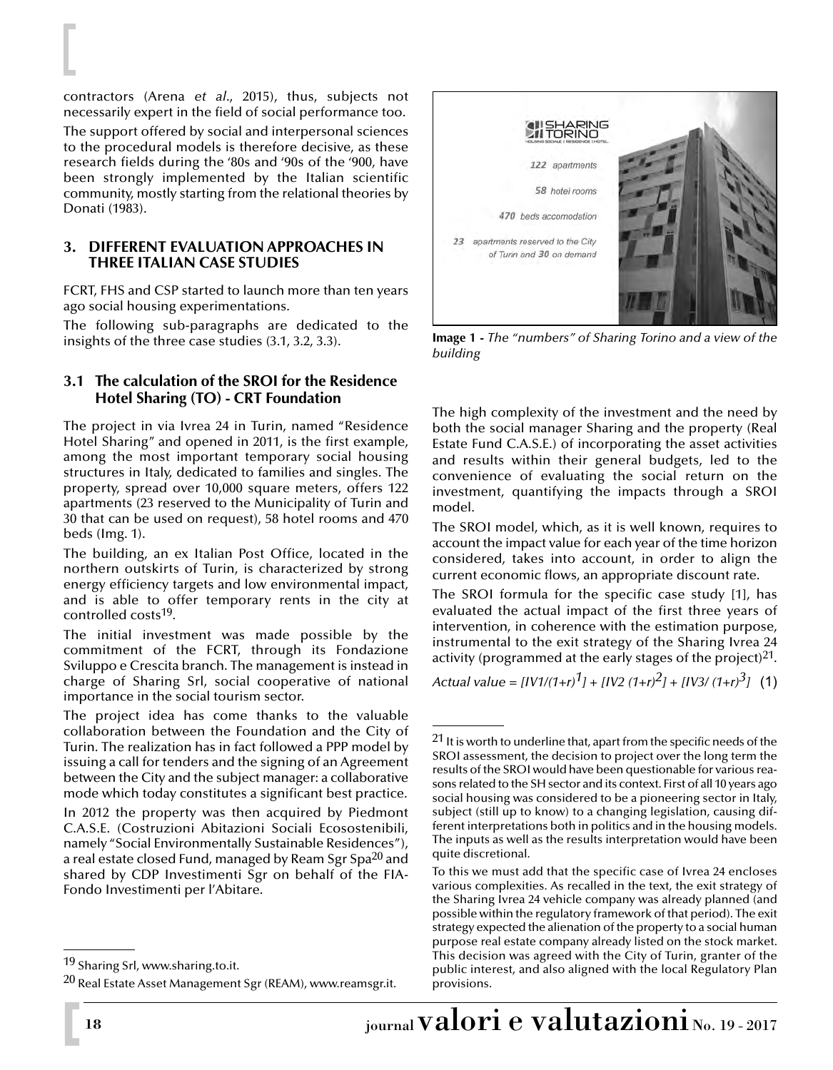contractors (Arena *et al*., 2015), thus, subjects not necessarily expert in the field of social performance too.

The support offered by social and interpersonal sciences to the procedural models is therefore decisive, as these research fields during the '80s and '90s of the '900, have been strongly implemented by the Italian scientific community, mostly starting from the relational theories by Donati (1983).

## 3. DIFFERENT EVALUATION APPROACHES IN THREE ITALIAN CASE STUDIES

FCRT, FHS and CSP started to launch more than ten years ago social housing experimentations.

The following sub-paragraphs are dedicated to the insights of the three case studies (3.1, 3.2, 3.3).

### 3.1 The calculation of the SROI for the Residence Hotel Sharing (TO) - CRT Foundation

The project in via Ivrea 24 in Turin, named "Residence Hotel Sharing" and opened in 2011, is the first example, among the most important temporary social housing structures in Italy, dedicated to families and singles. The property, spread over 10,000 square meters, offers 122 apartments (23 reserved to the Municipality of Turin and 30 that can be used on request), 58 hotel rooms and 470 beds (Img. 1).

The building, an ex Italian Post Office, located in the northern outskirts of Turin, is characterized by strong energy efficiency targets and low environmental impact, and is able to offer temporary rents in the city at controlled costs[19].

The initial investment was made possible by the commitment of the FCRT, through its Fondazione Sviluppo e Crescita branch. The management is instead in charge of Sharing Srl, social cooperative of national importance in the social tourism sector.

The project idea has come thanks to the valuable collaboration between the Foundation and the City of Turin. The realization has in fact followed a PPP model by issuing a call for tenders and the signing of an Agreement between the City and the subject manager: a collaborative mode which today constitutes a significant best practice.

In 2012 the property was then acquired by Piedmont C.A.S.E. (Costruzioni Abitazioni Sociali Ecosostenibili, namely "Social Environmentally Sustainable Residences"), a real estate closed Fund, managed by Ream Sgr Spa[20] and shared by CDP Investimenti Sgr on behalf of the FIA-Fondo Investimenti per l'Abitare.

SHARING TORINO
HOUSING SOCIALE | RESIDENCE | HOTEL
122 apartments
58 hotel rooms
470 beds accomodation
23 apartments reserved to the City of Turin and 30 on demand

**Image 1 -** *The "numbers" of Sharing Torino and a view of the building*

The high complexity of the investment and the need by both the social manager Sharing and the property (Real Estate Fund C.A.S.E.) of incorporating the asset activities and results within their general budgets, led to the convenience of evaluating the social return on the investment, quantifying the impacts through a SROI model.

The SROI model, which, as it is well known, requires to account the impact value for each year of the time horizon considered, takes into account, in order to align the current economic flows, an appropriate discount rate.

The SROI formula for the specific case study [1], has evaluated the actual impact of the first three years of intervention, in coherence with the estimation purpose, instrumental to the exit strategy of the Sharing Ivrea 24 activity (programmed at the early stages of the project)[21].

$$\textit{Actual value} = [IV1/(1+r)^1] + [IV2\ (1+r)^2] + [IV3/\ (1+r)^3] \quad (1)$$

---

[19] Sharing Srl, www.sharing.to.it.

[20] Real Estate Asset Management Sgr (REAM), www.reamsgr.it.

[21] It is worth to underline that, apart from the specific needs of the SROI assessment, the decision to project over the long term the results of the SROI would have been questionable for various reasons related to the SH sector and its context. First of all 10 years ago social housing was considered to be a pioneering sector in Italy, subject (still up to know) to a changing legislation, causing different interpretations both in politics and in the housing models. The inputs as well as the results interpretation would have been quite discretional.

To this we must add that the specific case of Ivrea 24 encloses various complexities. As recalled in the text, the exit strategy of the Sharing Ivrea 24 vehicle company was already planned (and possible within the regulatory framework of that period). The exit strategy expected the alienation of the property to a social human purpose real estate company already listed on the stock market. This decision was agreed with the City of Turin, granter of the public interest, and also aligned with the local Regulatory Plan provisions.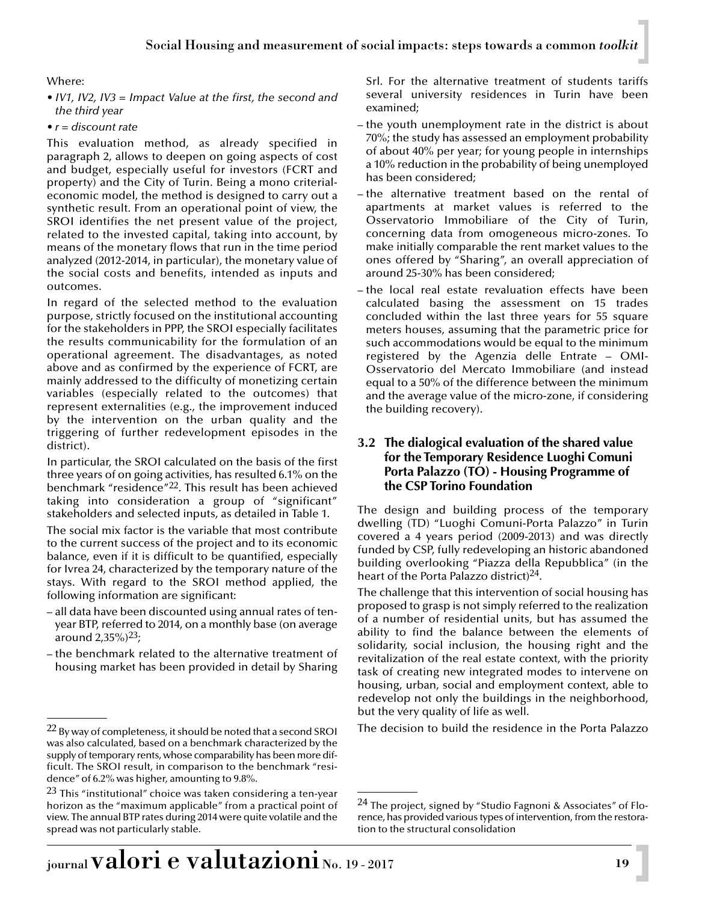Where:

- *IV1, IV2, IV3 = Impact Value at the first, the second and the third year*
- *r = discount rate*

This evaluation method, as already specified in paragraph 2, allows to deepen on going aspects of cost and budget, especially useful for investors (FCRT and property) and the City of Turin. Being a mono criterial-economic model, the method is designed to carry out a synthetic result. From an operational point of view, the SROI identifies the net present value of the project, related to the invested capital, taking into account, by means of the monetary flows that run in the time period analyzed (2012-2014, in particular), the monetary value of the social costs and benefits, intended as inputs and outcomes.

In regard of the selected method to the evaluation purpose, strictly focused on the institutional accounting for the stakeholders in PPP, the SROI especially facilitates the results communicability for the formulation of an operational agreement. The disadvantages, as noted above and as confirmed by the experience of FCRT, are mainly addressed to the difficulty of monetizing certain variables (especially related to the outcomes) that represent externalities (e.g., the improvement induced by the intervention on the urban quality and the triggering of further redevelopment episodes in the district).

In particular, the SROI calculated on the basis of the first three years of on going activities, has resulted 6.1% on the benchmark "residence"[22]. This result has been achieved taking into consideration a group of "significant" stakeholders and selected inputs, as detailed in Table 1.

The social mix factor is the variable that most contribute to the current success of the project and to its economic balance, even if it is difficult to be quantified, especially for Ivrea 24, characterized by the temporary nature of the stays. With regard to the SROI method applied, the following information are significant:

- all data have been discounted using annual rates of ten-year BTP, referred to 2014, on a monthly base (on average around 2,35%)[23];
- the benchmark related to the alternative treatment of housing market has been provided in detail by Sharing Srl. For the alternative treatment of students tariffs several university residences in Turin have been examined;
- the youth unemployment rate in the district is about 70%; the study has assessed an employment probability of about 40% per year; for young people in internships a 10% reduction in the probability of being unemployed has been considered;
- the alternative treatment based on the rental of apartments at market values is referred to the Osservatorio Immobiliare of the City of Turin, concerning data from omogeneous micro-zones. To make initially comparable the rent market values to the ones offered by "Sharing", an overall appreciation of around 25-30% has been considered;
- the local real estate revaluation effects have been calculated basing the assessment on 15 trades concluded within the last three years for 55 square meters houses, assuming that the parametric price for such accommodations would be equal to the minimum registered by the Agenzia delle Entrate – OMI-Osservatorio del Mercato Immobiliare (and instead equal to a 50% of the difference between the minimum and the average value of the micro-zone, if considering the building recovery).

### 3.2 The dialogical evaluation of the shared value for the Temporary Residence Luoghi Comuni Porta Palazzo (TO) - Housing Programme of the CSP Torino Foundation

The design and building process of the temporary dwelling (TD) "Luoghi Comuni-Porta Palazzo" in Turin covered a 4 years period (2009-2013) and was directly funded by CSP, fully redeveloping an historic abandoned building overlooking "Piazza della Repubblica" (in the heart of the Porta Palazzo district)[24].

The challenge that this intervention of social housing has proposed to grasp is not simply referred to the realization of a number of residential units, but has assumed the ability to find the balance between the elements of solidarity, social inclusion, the housing right and the revitalization of the real estate context, with the priority task of creating new integrated modes to intervene on housing, urban, social and employment context, able to redevelop not only the buildings in the neighborhood, but the very quality of life as well.

The decision to build the residence in the Porta Palazzo

---

[22] By way of completeness, it should be noted that a second SROI was also calculated, based on a benchmark characterized by the supply of temporary rents, whose comparability has been more difficult. The SROI result, in comparison to the benchmark "residence" of 6.2% was higher, amounting to 9.8%.

[23] This "institutional" choice was taken considering a ten-year horizon as the "maximum applicable" from a practical point of view. The annual BTP rates during 2014 were quite volatile and the spread was not particularly stable.

[24] The project, signed by "Studio Fagnoni & Associates" of Florence, has provided various types of intervention, from the restoration to the structural consolidation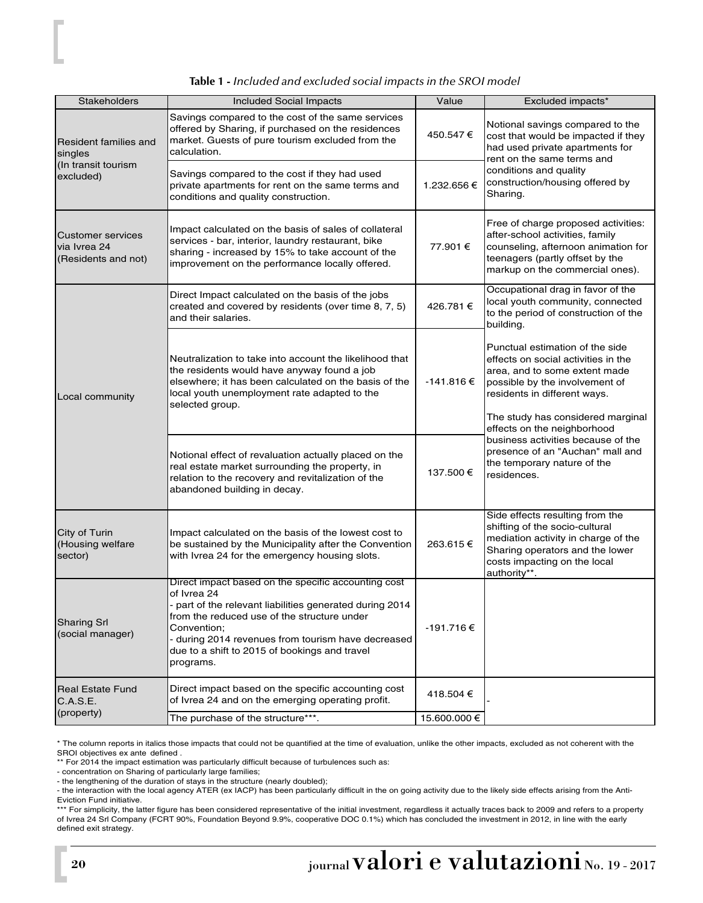**Table 1** - *Included and excluded social impacts in the SROI model*

| Stakeholders | Included Social Impacts | Value | Excluded impacts* |
|---|---|---|---|
| Resident families and singles (In transit tourism excluded) | Savings compared to the cost of the same services offered by Sharing, if purchased on the residences market. Guests of pure tourism excluded from the calculation. | 450.547 € | Notional savings compared to the cost that would be impacted if they had used private apartments for rent on the same terms and conditions and quality construction/housing offered by Sharing. |
| | Savings compared to the cost if they had used private apartments for rent on the same terms and conditions and quality construction. | 1.232.656 € | |
| Customer services via Ivrea 24 (Residents and not) | Impact calculated on the basis of sales of collateral services - bar, interior, laundry restaurant, bike sharing - increased by 15% to take account of the improvement on the performance locally offered. | 77.901 € | Free of charge proposed activities: after-school activities, family counseling, afternoon animation for teenagers (partly offset by the markup on the commercial ones). |
| Local community | Direct Impact calculated on the basis of the jobs created and covered by residents (over time 8, 7, 5) and their salaries. | 426.781 € | Occupational drag in favor of the local youth community, connected to the period of construction of the building. Punctual estimation of the side effects on social activities in the area, and to some extent made possible by the involvement of residents in different ways. The study has considered marginal effects on the neighborhood business activities because of the presence of an "Auchan" mall and the temporary nature of the residences. |
| | Neutralization to take into account the likelihood that the residents would have anyway found a job elsewhere; it has been calculated on the basis of the local youth unemployment rate adapted to the selected group. | -141.816 € | |
| | Notional effect of revaluation actually placed on the real estate market surrounding the property, in relation to the recovery and revitalization of the abandoned building in decay. | 137.500 € | |
| City of Turin (Housing welfare sector) | Impact calculated on the basis of the lowest cost to be sustained by the Municipality after the Convention with Ivrea 24 for the emergency housing slots. | 263.615 € | Side effects resulting from the shifting of the socio-cultural mediation activity in charge of the Sharing operators and the lower costs impacting on the local authority**. |
| Sharing Srl (social manager) | Direct impact based on the specific accounting cost of Ivrea 24 - part of the relevant liabilities generated during 2014 from the reduced use of the structure under Convention; - during 2014 revenues from tourism have decreased due to a shift to 2015 of bookings and travel programs. | -191.716 € | |
| Real Estate Fund C.A.S.E. (property) | Direct impact based on the specific accounting cost of Ivrea 24 and on the emerging operating profit. | 418.504 € | - |
| | The purchase of the structure***. | 15.600.000 € | |

\* The column reports in italics those impacts that could not be quantified at the time of evaluation, unlike the other impacts, excluded as not coherent with the SROI objectives ex ante defined .

\*\* For 2014 the impact estimation was particularly difficult because of turbulences such as:
- concentration on Sharing of particularly large families;
- the lengthening of the duration of stays in the structure (nearly doubled);
- the interaction with the local agency ATER (ex IACP) has been particularly difficult in the on going activity due to the likely side effects arising from the Anti-Eviction Fund initiative.

\*\*\* For simplicity, the latter figure has been considered representative of the initial investment, regardless it actually traces back to 2009 and refers to a property of Ivrea 24 Srl Company (FCRT 90%, Foundation Beyond 9.9%, cooperative DOC 0.1%) which has concluded the investment in 2012, in line with the early defined exit strategy.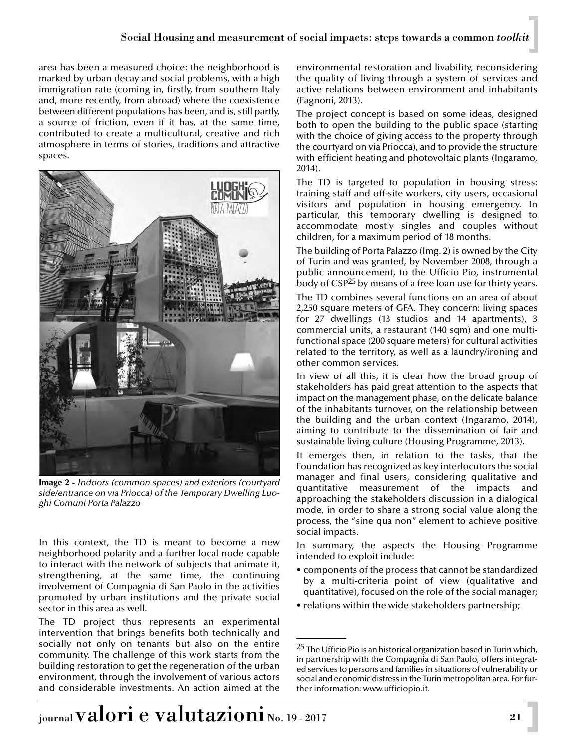area has been a measured choice: the neighborhood is marked by urban decay and social problems, with a high immigration rate (coming in, firstly, from southern Italy and, more recently, from abroad) where the coexistence between different populations has been, and is, still partly, a source of friction, even if it has, at the same time, contributed to create a multicultural, creative and rich atmosphere in terms of stories, traditions and attractive spaces.

**Image 2 -** *Indoors (common spaces) and exteriors (courtyard side/entrance on via Priocca) of the Temporary Dwelling Luoghi Comuni Porta Palazzo*

In this context, the TD is meant to become a new neighborhood polarity and a further local node capable to interact with the network of subjects that animate it, strengthening, at the same time, the continuing involvement of Compagnia di San Paolo in the activities promoted by urban institutions and the private social sector in this area as well.

The TD project thus represents an experimental intervention that brings benefits both technically and socially not only on tenants but also on the entire community. The challenge of this work starts from the building restoration to get the regeneration of the urban environment, through the involvement of various actors and considerable investments. An action aimed at the environmental restoration and livability, reconsidering the quality of living through a system of services and active relations between environment and inhabitants (Fagnoni, 2013).

The project concept is based on some ideas, designed both to open the building to the public space (starting with the choice of giving access to the property through the courtyard on via Priocca), and to provide the structure with efficient heating and photovoltaic plants (Ingaramo, 2014).

The TD is targeted to population in housing stress: training staff and off-site workers, city users, occasional visitors and population in housing emergency. In particular, this temporary dwelling is designed to accommodate mostly singles and couples without children, for a maximum period of 18 months.

The building of Porta Palazzo (Img. 2) is owned by the City of Turin and was granted, by November 2008, through a public announcement, to the Ufficio Pio, instrumental body of CSP[25] by means of a free loan use for thirty years.

The TD combines several functions on an area of about 2,250 square meters of GFA. They concern: living spaces for 27 dwellings (13 studios and 14 apartments), 3 commercial units, a restaurant (140 sqm) and one multi-functional space (200 square meters) for cultural activities related to the territory, as well as a laundry/ironing and other common services.

In view of all this, it is clear how the broad group of stakeholders has paid great attention to the aspects that impact on the management phase, on the delicate balance of the inhabitants turnover, on the relationship between the building and the urban context (Ingaramo, 2014), aiming to contribute to the dissemination of fair and sustainable living culture (Housing Programme, 2013).

It emerges then, in relation to the tasks, that the Foundation has recognized as key interlocutors the social manager and final users, considering qualitative and quantitative measurement of the impacts and approaching the stakeholders discussion in a dialogical mode, in order to share a strong social value along the process, the "sine qua non" element to achieve positive social impacts.

In summary, the aspects the Housing Programme intended to exploit include:

- components of the process that cannot be standardized by a multi-criteria point of view (qualitative and quantitative), focused on the role of the social manager;
- relations within the wide stakeholders partnership;

---

[25] The Ufficio Pio is an historical organization based in Turin which, in partnership with the Compagnia di San Paolo, offers integrated services to persons and families in situations of vulnerability or social and economic distress in the Turin metropolitan area. For further information: www.ufficiopio.it.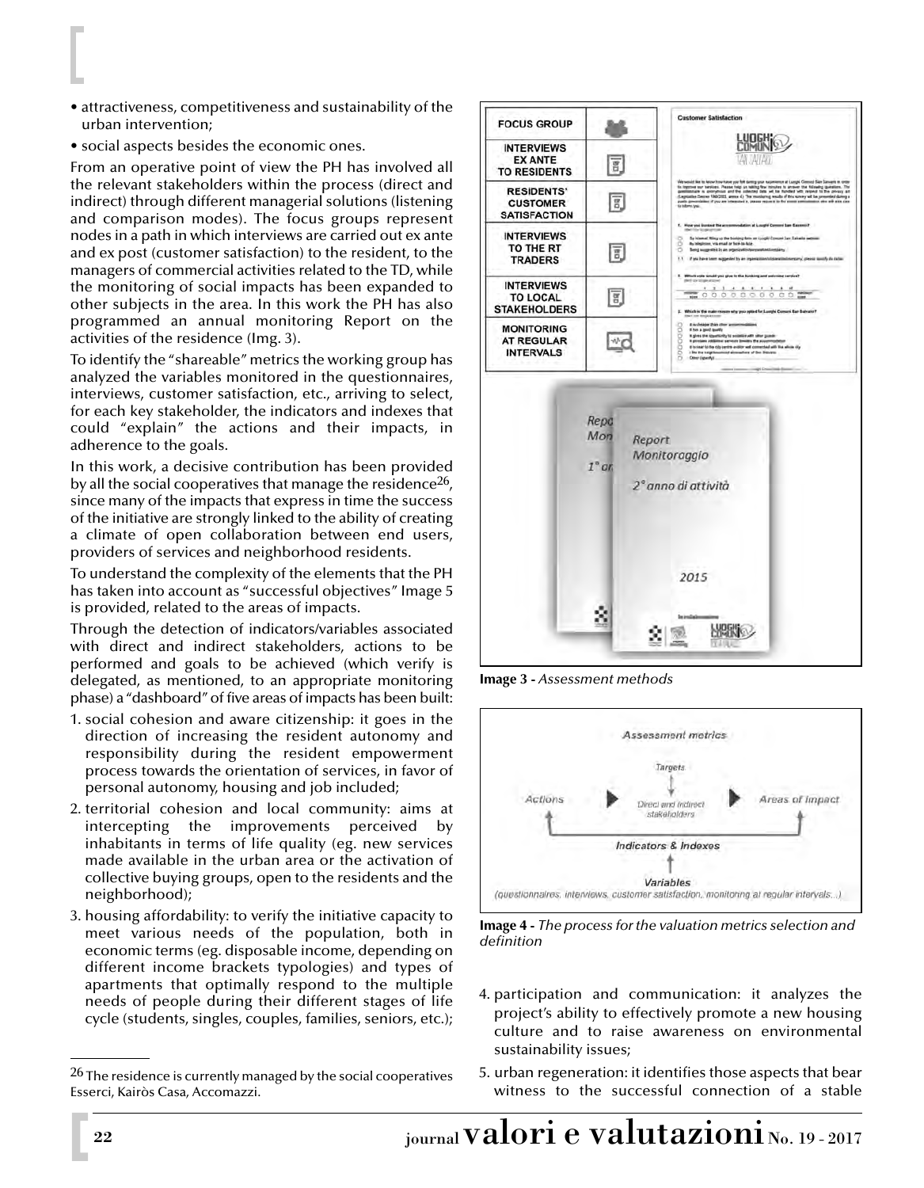- attractiveness, competitiveness and sustainability of the urban intervention;
- social aspects besides the economic ones.

From an operative point of view the PH has involved all the relevant stakeholders within the process (direct and indirect) through different managerial solutions (listening and comparison modes). The focus groups represent nodes in a path in which interviews are carried out ex ante and ex post (customer satisfaction) to the resident, to the managers of commercial activities related to the TD, while the monitoring of social impacts has been expanded to other subjects in the area. In this work the PH has also programmed an annual monitoring Report on the activities of the residence (Img. 3).

To identify the "shareable" metrics the working group has analyzed the variables monitored in the questionnaires, interviews, customer satisfaction, etc., arriving to select, for each key stakeholder, the indicators and indexes that could "explain" the actions and their impacts, in adherence to the goals.

In this work, a decisive contribution has been provided by all the social cooperatives that manage the residence[26], since many of the impacts that express in time the success of the initiative are strongly linked to the ability of creating a climate of open collaboration between end users, providers of services and neighborhood residents.

To understand the complexity of the elements that the PH has taken into account as "successful objectives" Image 5 is provided, related to the areas of impacts.

Through the detection of indicators/variables associated with direct and indirect stakeholders, actions to be performed and goals to be achieved (which verify is delegated, as mentioned, to an appropriate monitoring phase) a "dashboard" of five areas of impacts has been built:

1. social cohesion and aware citizenship: it goes in the direction of increasing the resident autonomy and responsibility during the resident empowerment process towards the orientation of services, in favor of personal autonomy, housing and job included;
2. territorial cohesion and local community: aims at intercepting the improvements perceived by inhabitants in terms of life quality (eg. new services made available in the urban area or the activation of collective buying groups, open to the residents and the neighborhood);
3. housing affordability: to verify the initiative capacity to meet various needs of the population, both in economic terms (eg. disposable income, depending on different income brackets typologies) and types of apartments that optimally respond to the multiple needs of people during their different stages of life cycle (students, singles, couples, families, seniors, etc.);

**Image 3 -** *Assessment methods*

**Image 4 -** *The process for the valuation metrics selection and definition*

4. participation and communication: it analyzes the project's ability to effectively promote a new housing culture and to raise awareness on environmental sustainability issues;
5. urban regeneration: it identifies those aspects that bear witness to the successful connection of a stable

[26] The residence is currently managed by the social cooperatives Esserci, Kairòs Casa, Accomazzi.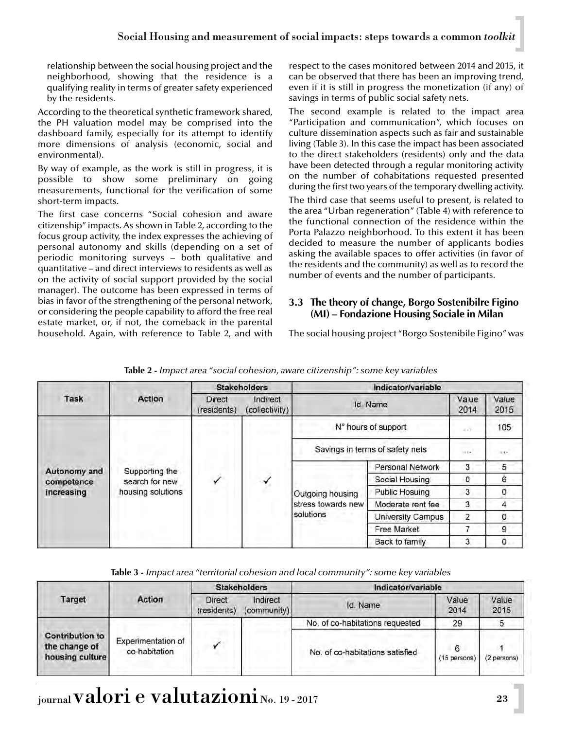relationship between the social housing project and the neighborhood, showing that the residence is a qualifying reality in terms of greater safety experienced by the residents.

According to the theoretical synthetic framework shared, the PH valuation model may be comprised into the dashboard family, especially for its attempt to identify more dimensions of analysis (economic, social and environmental).

By way of example, as the work is still in progress, it is possible to show some preliminary on going measurements, functional for the verification of some short-term impacts.

The first case concerns "Social cohesion and aware citizenship" impacts. As shown in Table 2, according to the focus group activity, the index expresses the achieving of personal autonomy and skills (depending on a set of periodic monitoring surveys – both qualitative and quantitative – and direct interviews to residents as well as on the activity of social support provided by the social manager). The outcome has been expressed in terms of bias in favor of the strengthening of the personal network, or considering the people capability to afford the free real estate market, or, if not, the comeback in the parental household. Again, with reference to Table 2, and with respect to the cases monitored between 2014 and 2015, it can be observed that there has been an improving trend, even if it is still in progress the monetization (if any) of savings in terms of public social safety nets.

The second example is related to the impact area "Participation and communication", which focuses on culture dissemination aspects such as fair and sustainable living (Table 3). In this case the impact has been associated to the direct stakeholders (residents) only and the data have been detected through a regular monitoring activity on the number of cohabitations requested presented during the first two years of the temporary dwelling activity.

The third case that seems useful to present, is related to the area "Urban regeneration" (Table 4) with reference to the functional connection of the residence within the Porta Palazzo neighborhood. To this extent it has been decided to measure the number of applicants bodies asking the available spaces to offer activities (in favor of the residents and the community) as well as to record the number of events and the number of participants.

### 3.3 The theory of change, Borgo Sostenibilre Figino (MI) – Fondazione Housing Sociale in Milan

The social housing project "Borgo Sostenibile Figino" was

**Table 2 -** *Impact area "social cohesion, aware citizenship": some key variables*

| Task | Action | Stakeholders | | Indicator/variable | | | |
|---|---|---|---|---|---|---|---|
| | | Direct (residents) | Indirect (collectivity) | Id. Name | | Value 2014 | Value 2015 |
| Autonomy and competence increasing | Supporting the search for new housing solutions | ✓ | ✓ | N° hours of support | | ... | 105 |
| | | | | Savings in terms of safety nets | | ... | ... |
| | | | | Outgoing housing stress towards new solutions | Personal Network | 3 | 5 |
| | | | | | Social Housing | 0 | 6 |
| | | | | | Public Hosuing | 3 | 0 |
| | | | | | Moderate rent fee | 3 | 4 |
| | | | | | University Campus | 2 | 0 |
| | | | | | Free Market | 7 | 9 |
| | | | | | Back to family | 3 | 0 |

**Table 3 -** *Impact area "territorial cohesion and local community": some key variables*

| Target | Action | Stakeholders | | Indicator/variable | | |
|---|---|---|---|---|---|---|
| | | Direct (residents) | Indirect (community) | Id. Name | Value 2014 | Value 2015 |
| Contribution to the change of housing culture | Experimentation of co-habitation | ✓ | | No. of co-habitations requested | 29 | 5 |
| | | | | No. of co-habitations satisfied | 6 (15 persons) | 1 (2 persons) |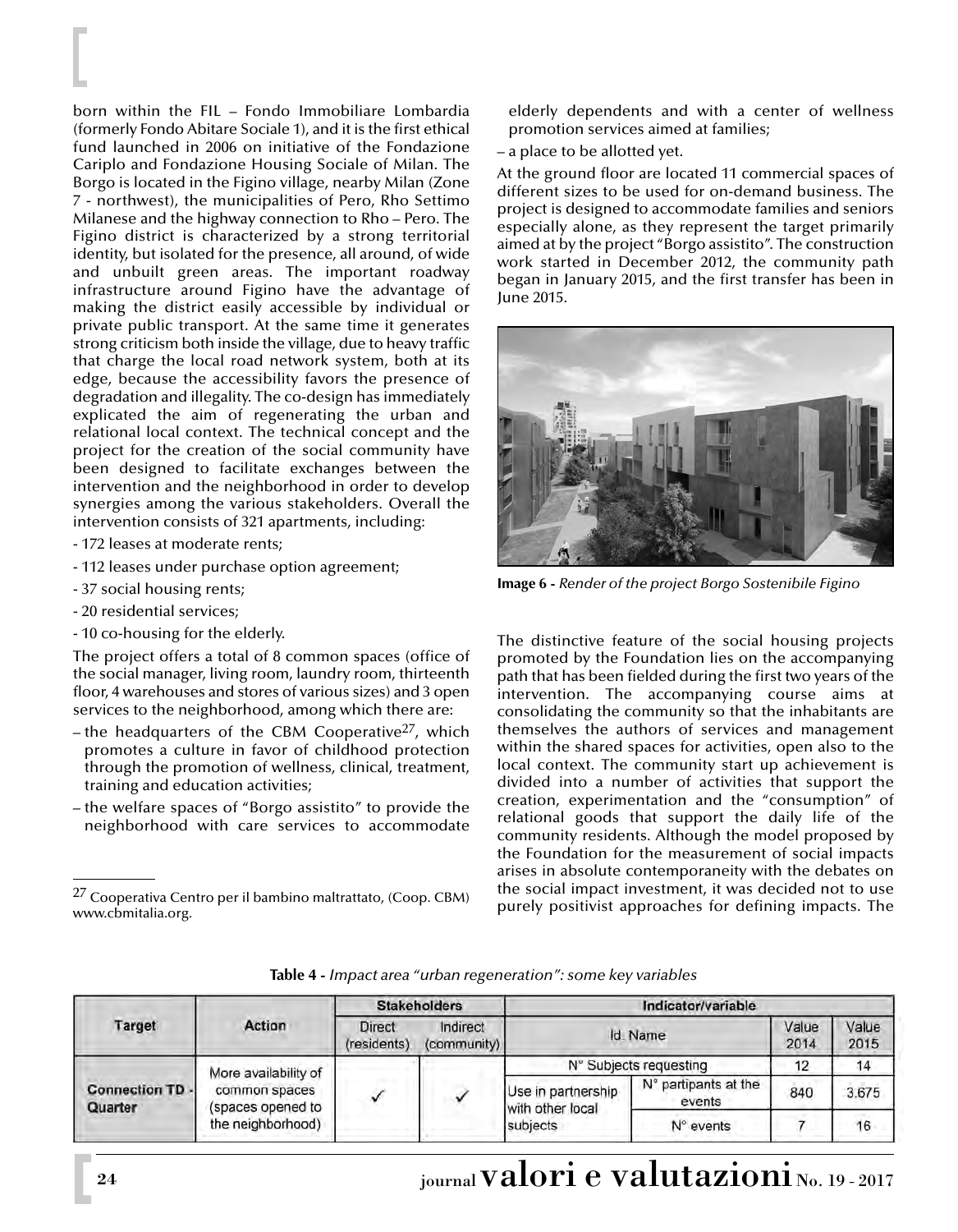born within the FIL – Fondo Immobiliare Lombardia (formerly Fondo Abitare Sociale 1), and it is the first ethical fund launched in 2006 on initiative of the Fondazione Cariplo and Fondazione Housing Sociale of Milan. The Borgo is located in the Figino village, nearby Milan (Zone 7 - northwest), the municipalities of Pero, Rho Settimo Milanese and the highway connection to Rho – Pero. The Figino district is characterized by a strong territorial identity, but isolated for the presence, all around, of wide and unbuilt green areas. The important roadway infrastructure around Figino have the advantage of making the district easily accessible by individual or private public transport. At the same time it generates strong criticism both inside the village, due to heavy traffic that charge the local road network system, both at its edge, because the accessibility favors the presence of degradation and illegality. The co-design has immediately explicated the aim of regenerating the urban and relational local context. The technical concept and the project for the creation of the social community have been designed to facilitate exchanges between the intervention and the neighborhood in order to develop synergies among the various stakeholders. Overall the intervention consists of 321 apartments, including:

- 172 leases at moderate rents;
- 112 leases under purchase option agreement;
- 37 social housing rents;
- 20 residential services;
- 10 co-housing for the elderly.

The project offers a total of 8 common spaces (office of the social manager, living room, laundry room, thirteenth floor, 4 warehouses and stores of various sizes) and 3 open services to the neighborhood, among which there are:

– the headquarters of the CBM Cooperative[27], which promotes a culture in favor of childhood protection through the promotion of wellness, clinical, treatment, training and education activities;
– the welfare spaces of "Borgo assistito" to provide the neighborhood with care services to accommodate elderly dependents and with a center of wellness promotion services aimed at families;
– a place to be allotted yet.

At the ground floor are located 11 commercial spaces of different sizes to be used for on-demand business. The project is designed to accommodate families and seniors especially alone, as they represent the target primarily aimed at by the project "Borgo assistito". The construction work started in December 2012, the community path began in January 2015, and the first transfer has been in June 2015.

**Image 6 -** *Render of the project Borgo Sostenibile Figino*

The distinctive feature of the social housing projects promoted by the Foundation lies on the accompanying path that has been fielded during the first two years of the intervention. The accompanying course aims at consolidating the community so that the inhabitants are themselves the authors of services and management within the shared spaces for activities, open also to the local context. The community start up achievement is divided into a number of activities that support the creation, experimentation and the "consumption" of relational goods that support the daily life of the community residents. Although the model proposed by the Foundation for the measurement of social impacts arises in absolute contemporaneity with the debates on the social impact investment, it was decided not to use purely positivist approaches for defining impacts. The

[27] Cooperativa Centro per il bambino maltrattato, (Coop. CBM) www.cbmitalia.org.

**Table 4 -** *Impact area "urban regeneration": some key variables*

| Target | Action | Stakeholders | | Indicator/variable | | | |
|---|---|---|---|---|---|---|---|
| | | Direct (residents) | Indirect (community) | Id. Name | | Value 2014 | Value 2015 |
| Connection TD - Quarter | More availability of common spaces (spaces opened to the neighborhood) | ✓ | ✓ | N° Subjects requesting | | 12 | 14 |
| | | | | Use in partnership with other local subjects | N° partipants at the events | 840 | 3.675 |
| | | | | | N° events | 7 | 16 |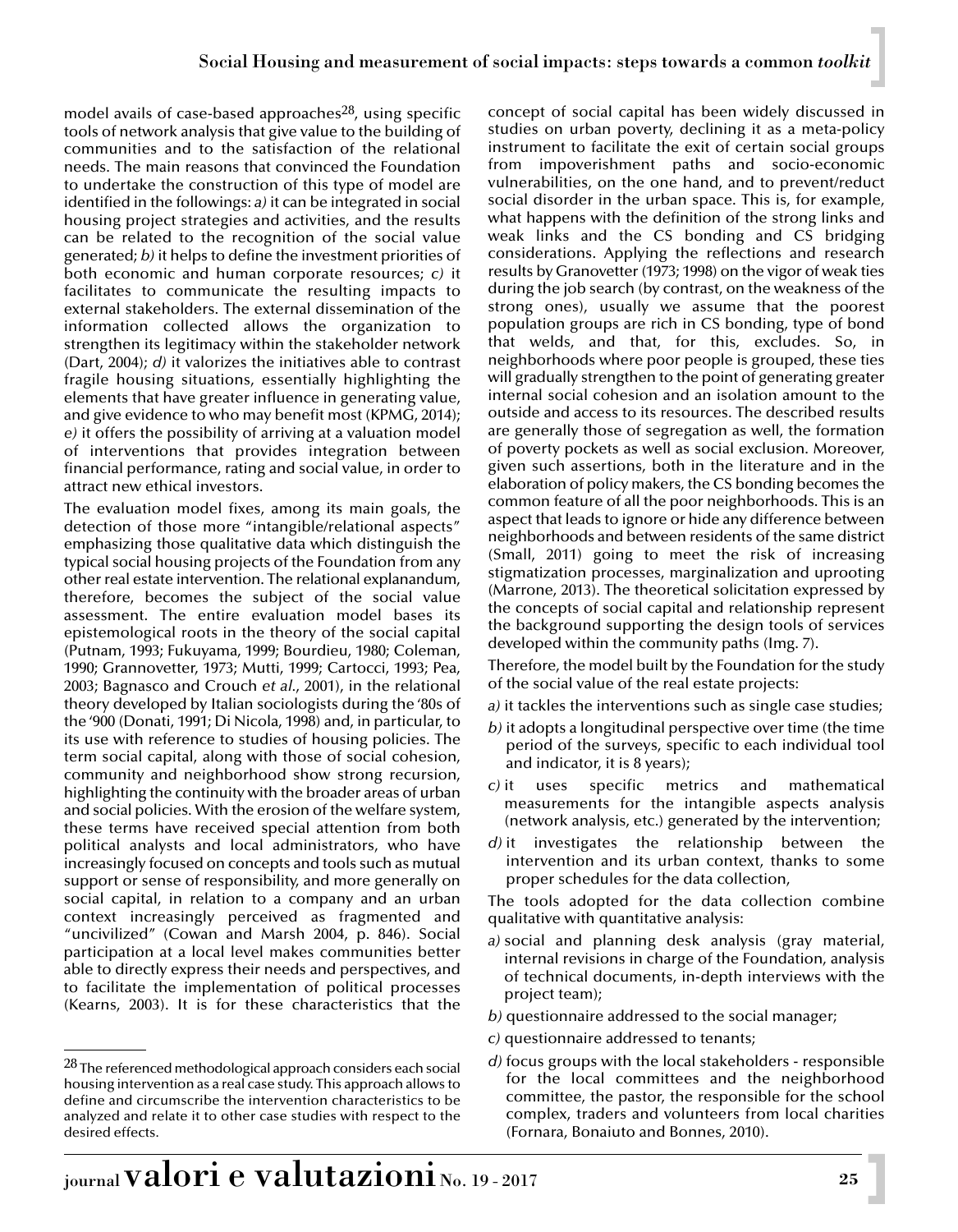model avails of case-based approaches[28], using specific tools of network analysis that give value to the building of communities and to the satisfaction of the relational needs. The main reasons that convinced the Foundation to undertake the construction of this type of model are identified in the followings: *a)* it can be integrated in social housing project strategies and activities, and the results can be related to the recognition of the social value generated; *b)* it helps to define the investment priorities of both economic and human corporate resources; *c)* it facilitates to communicate the resulting impacts to external stakeholders. The external dissemination of the information collected allows the organization to strengthen its legitimacy within the stakeholder network (Dart, 2004); *d)* it valorizes the initiatives able to contrast fragile housing situations, essentially highlighting the elements that have greater influence in generating value, and give evidence to who may benefit most (KPMG, 2014); *e)* it offers the possibility of arriving at a valuation model of interventions that provides integration between financial performance, rating and social value, in order to attract new ethical investors.

The evaluation model fixes, among its main goals, the detection of those more "intangible/relational aspects" emphasizing those qualitative data which distinguish the typical social housing projects of the Foundation from any other real estate intervention. The relational explanandum, therefore, becomes the subject of the social value assessment. The entire evaluation model bases its epistemological roots in the theory of the social capital (Putnam, 1993; Fukuyama, 1999; Bourdieu, 1980; Coleman, 1990; Grannovetter, 1973; Mutti, 1999; Cartocci, 1993; Pea, 2003; Bagnasco and Crouch *et al.*, 2001), in the relational theory developed by Italian sociologists during the '80s of the '900 (Donati, 1991; Di Nicola, 1998) and, in particular, to its use with reference to studies of housing policies. The term social capital, along with those of social cohesion, community and neighborhood show strong recursion, highlighting the continuity with the broader areas of urban and social policies. With the erosion of the welfare system, these terms have received special attention from both political analysts and local administrators, who have increasingly focused on concepts and tools such as mutual support or sense of responsibility, and more generally on social capital, in relation to a company and an urban context increasingly perceived as fragmented and "uncivilized" (Cowan and Marsh 2004, p. 846). Social participation at a local level makes communities better able to directly express their needs and perspectives, and to facilitate the implementation of political processes (Kearns, 2003). It is for these characteristics that the concept of social capital has been widely discussed in studies on urban poverty, declining it as a meta-policy instrument to facilitate the exit of certain social groups from impoverishment paths and socio-economic vulnerabilities, on the one hand, and to prevent/reduct social disorder in the urban space. This is, for example, what happens with the definition of the strong links and weak links and the CS bonding and CS bridging considerations. Applying the reflections and research results by Granovetter (1973; 1998) on the vigor of weak ties during the job search (by contrast, on the weakness of the strong ones), usually we assume that the poorest population groups are rich in CS bonding, type of bond that welds, and that, for this, excludes. So, in neighborhoods where poor people is grouped, these ties will gradually strengthen to the point of generating greater internal social cohesion and an isolation amount to the outside and access to its resources. The described results are generally those of segregation as well, the formation of poverty pockets as well as social exclusion. Moreover, given such assertions, both in the literature and in the elaboration of policy makers, the CS bonding becomes the common feature of all the poor neighborhoods. This is an aspect that leads to ignore or hide any difference between neighborhoods and between residents of the same district (Small, 2011) going to meet the risk of increasing stigmatization processes, marginalization and uprooting (Marrone, 2013). The theoretical solicitation expressed by the concepts of social capital and relationship represent the background supporting the design tools of services developed within the community paths (Img. 7).

Therefore, the model built by the Foundation for the study of the social value of the real estate projects:

*a)* it tackles the interventions such as single case studies;

*b)* it adopts a longitudinal perspective over time (the time period of the surveys, specific to each individual tool and indicator, it is 8 years);

*c)* it uses specific metrics and mathematical measurements for the intangible aspects analysis (network analysis, etc.) generated by the intervention;

*d)* it investigates the relationship between the intervention and its urban context, thanks to some proper schedules for the data collection,

The tools adopted for the data collection combine qualitative with quantitative analysis:

*a)* social and planning desk analysis (gray material, internal revisions in charge of the Foundation, analysis of technical documents, in-depth interviews with the project team);

*b)* questionnaire addressed to the social manager;

*c)* questionnaire addressed to tenants;

*d)* focus groups with the local stakeholders - responsible for the local committees and the neighborhood committee, the pastor, the responsible for the school complex, traders and volunteers from local charities (Fornara, Bonaiuto and Bonnes, 2010).

---

[28] The referenced methodological approach considers each social housing intervention as a real case study. This approach allows to define and circumscribe the intervention characteristics to be analyzed and relate it to other case studies with respect to the desired effects.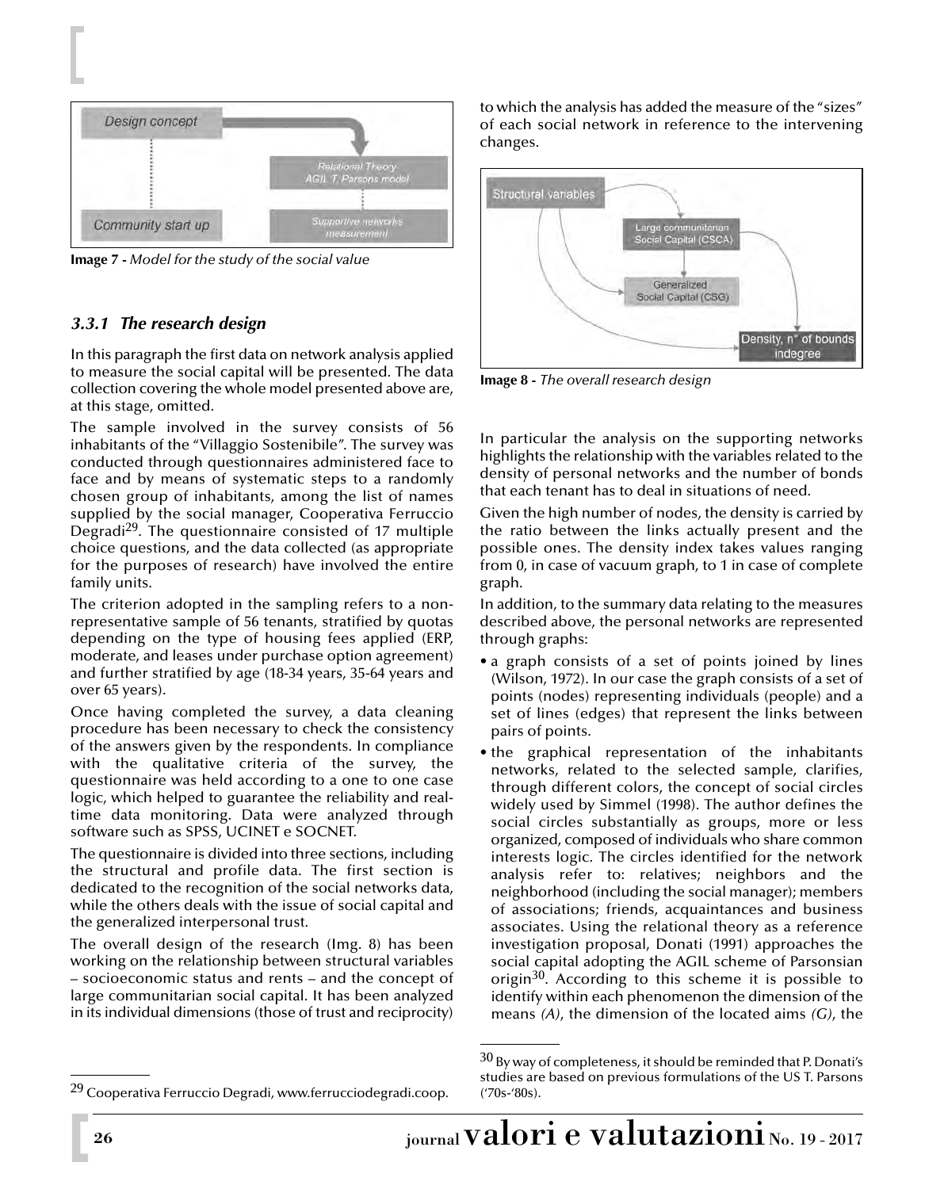Design concept

Relational Theory
AGIL T. Parsons model

Community start up

Supportive networks measurement

**Image 7 -** *Model for the study of the social value*

### *3.3.1 The research design*

In this paragraph the first data on network analysis applied to measure the social capital will be presented. The data collection covering the whole model presented above are, at this stage, omitted.

The sample involved in the survey consists of 56 inhabitants of the "Villaggio Sostenibile". The survey was conducted through questionnaires administered face to face and by means of systematic steps to a randomly chosen group of inhabitants, among the list of names supplied by the social manager, Cooperativa Ferruccio Degradi[29]. The questionnaire consisted of 17 multiple choice questions, and the data collected (as appropriate for the purposes of research) have involved the entire family units.

The criterion adopted in the sampling refers to a non-representative sample of 56 tenants, stratified by quotas depending on the type of housing fees applied (ERP, moderate, and leases under purchase option agreement) and further stratified by age (18-34 years, 35-64 years and over 65 years).

Once having completed the survey, a data cleaning procedure has been necessary to check the consistency of the answers given by the respondents. In compliance with the qualitative criteria of the survey, the questionnaire was held according to a one to one case logic, which helped to guarantee the reliability and real-time data monitoring. Data were analyzed through software such as SPSS, UCINET e SOCNET.

The questionnaire is divided into three sections, including the structural and profile data. The first section is dedicated to the recognition of the social networks data, while the others deals with the issue of social capital and the generalized interpersonal trust.

The overall design of the research (Img. 8) has been working on the relationship between structural variables – socioeconomic status and rents – and the concept of large communitarian social capital. It has been analyzed in its individual dimensions (those of trust and reciprocity) to which the analysis has added the measure of the "sizes" of each social network in reference to the intervening changes.

Structural variables

Large communitarian Social Capital (CSCA)

Generalized Social Capital (CSG)

Density, n° of bounds indegree

**Image 8 -** *The overall research design*

In particular the analysis on the supporting networks highlights the relationship with the variables related to the density of personal networks and the number of bonds that each tenant has to deal in situations of need.

Given the high number of nodes, the density is carried by the ratio between the links actually present and the possible ones. The density index takes values ranging from 0, in case of vacuum graph, to 1 in case of complete graph.

In addition, to the summary data relating to the measures described above, the personal networks are represented through graphs:

- a graph consists of a set of points joined by lines (Wilson, 1972). In our case the graph consists of a set of points (nodes) representing individuals (people) and a set of lines (edges) that represent the links between pairs of points.
- the graphical representation of the inhabitants networks, related to the selected sample, clarifies, through different colors, the concept of social circles widely used by Simmel (1998). The author defines the social circles substantially as groups, more or less organized, composed of individuals who share common interests logic. The circles identified for the network analysis refer to: relatives; neighbors and the neighborhood (including the social manager); members of associations; friends, acquaintances and business associates. Using the relational theory as a reference investigation proposal, Donati (1991) approaches the social capital adopting the AGIL scheme of Parsonian origin[30]. According to this scheme it is possible to identify within each phenomenon the dimension of the means *(A)*, the dimension of the located aims *(G)*, the

[29] Cooperativa Ferruccio Degradi, www.ferrucciodegradi.coop.

[30] By way of completeness, it should be reminded that P. Donati's studies are based on previous formulations of the US T. Parsons ('70s-'80s).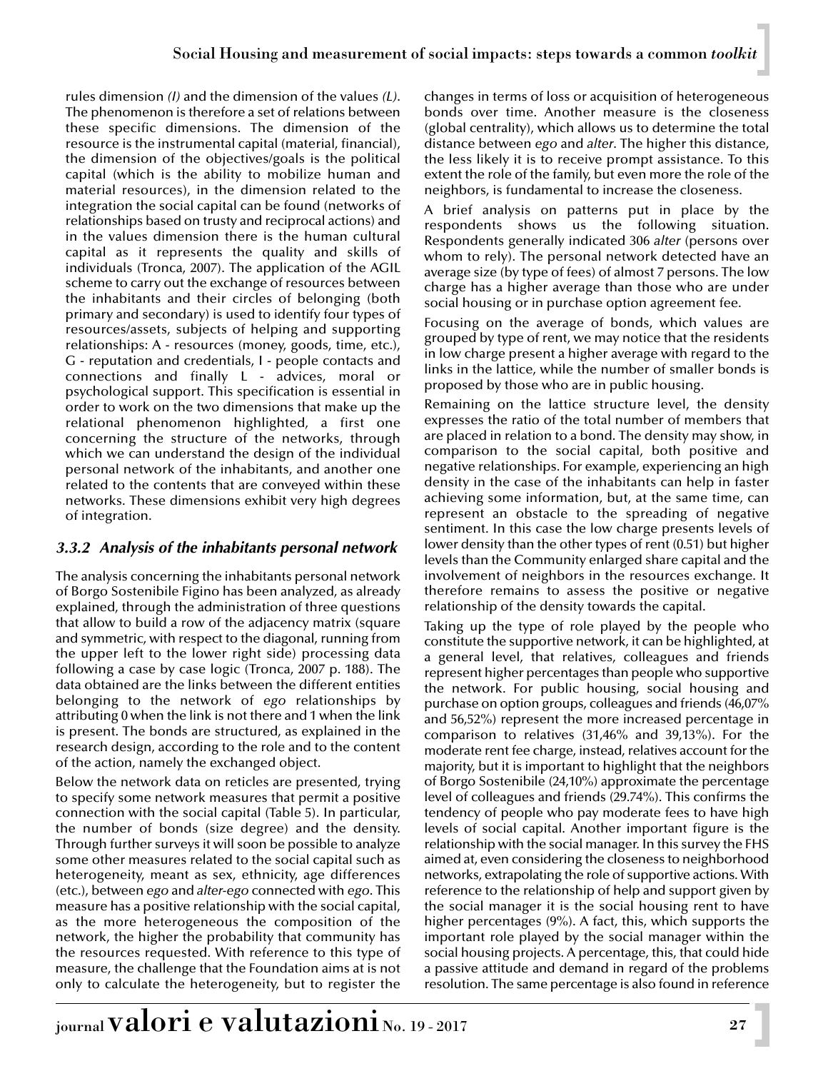rules dimension *(I)* and the dimension of the values *(L)*. The phenomenon is therefore a set of relations between these specific dimensions. The dimension of the resource is the instrumental capital (material, financial), the dimension of the objectives/goals is the political capital (which is the ability to mobilize human and material resources), in the dimension related to the integration the social capital can be found (networks of relationships based on trusty and reciprocal actions) and in the values dimension there is the human cultural capital as it represents the quality and skills of individuals (Tronca, 2007). The application of the AGIL scheme to carry out the exchange of resources between the inhabitants and their circles of belonging (both primary and secondary) is used to identify four types of resources/assets, subjects of helping and supporting relationships: A - resources (money, goods, time, etc.), G - reputation and credentials, I - people contacts and connections and finally L - advices, moral or psychological support. This specification is essential in order to work on the two dimensions that make up the relational phenomenon highlighted, a first one concerning the structure of the networks, through which we can understand the design of the individual personal network of the inhabitants, and another one related to the contents that are conveyed within these networks. These dimensions exhibit very high degrees of integration.

### 3.3.2 Analysis of the inhabitants personal network

The analysis concerning the inhabitants personal network of Borgo Sostenibile Figino has been analyzed, as already explained, through the administration of three questions that allow to build a row of the adjacency matrix (square and symmetric, with respect to the diagonal, running from the upper left to the lower right side) processing data following a case by case logic (Tronca, 2007 p. 188). The data obtained are the links between the different entities belonging to the network of *ego* relationships by attributing 0 when the link is not there and 1 when the link is present. The bonds are structured, as explained in the research design, according to the role and to the content of the action, namely the exchanged object.

Below the network data on reticles are presented, trying to specify some network measures that permit a positive connection with the social capital (Table 5). In particular, the number of bonds (size degree) and the density. Through further surveys it will soon be possible to analyze some other measures related to the social capital such as heterogeneity, meant as sex, ethnicity, age differences (etc.), between *ego* and *alter-ego* connected with *ego*. This measure has a positive relationship with the social capital, as the more heterogeneous the composition of the network, the higher the probability that community has the resources requested. With reference to this type of measure, the challenge that the Foundation aims at is not only to calculate the heterogeneity, but to register the changes in terms of loss or acquisition of heterogeneous bonds over time. Another measure is the closeness (global centrality), which allows us to determine the total distance between *ego* and *alter*. The higher this distance, the less likely it is to receive prompt assistance. To this extent the role of the family, but even more the role of the neighbors, is fundamental to increase the closeness.

A brief analysis on patterns put in place by the respondents shows us the following situation. Respondents generally indicated 306 *alter* (persons over whom to rely). The personal network detected have an average size (by type of fees) of almost 7 persons. The low charge has a higher average than those who are under social housing or in purchase option agreement fee.

Focusing on the average of bonds, which values are grouped by type of rent, we may notice that the residents in low charge present a higher average with regard to the links in the lattice, while the number of smaller bonds is proposed by those who are in public housing.

Remaining on the lattice structure level, the density expresses the ratio of the total number of members that are placed in relation to a bond. The density may show, in comparison to the social capital, both positive and negative relationships. For example, experiencing an high density in the case of the inhabitants can help in faster achieving some information, but, at the same time, can represent an obstacle to the spreading of negative sentiment. In this case the low charge presents levels of lower density than the other types of rent (0.51) but higher levels than the Community enlarged share capital and the involvement of neighbors in the resources exchange. It therefore remains to assess the positive or negative relationship of the density towards the capital.

Taking up the type of role played by the people who constitute the supportive network, it can be highlighted, at a general level, that relatives, colleagues and friends represent higher percentages than people who supportive the network. For public housing, social housing and purchase on option groups, colleagues and friends (46,07% and 56,52%) represent the more increased percentage in comparison to relatives (31,46% and 39,13%). For the moderate rent fee charge, instead, relatives account for the majority, but it is important to highlight that the neighbors of Borgo Sostenibile (24,10%) approximate the percentage level of colleagues and friends (29.74%). This confirms the tendency of people who pay moderate fees to have high levels of social capital. Another important figure is the relationship with the social manager. In this survey the FHS aimed at, even considering the closeness to neighborhood networks, extrapolating the role of supportive actions. With reference to the relationship of help and support given by the social manager it is the social housing rent to have higher percentages (9%). A fact, this, which supports the important role played by the social manager within the social housing projects. A percentage, this, that could hide a passive attitude and demand in regard of the problems resolution. The same percentage is also found in reference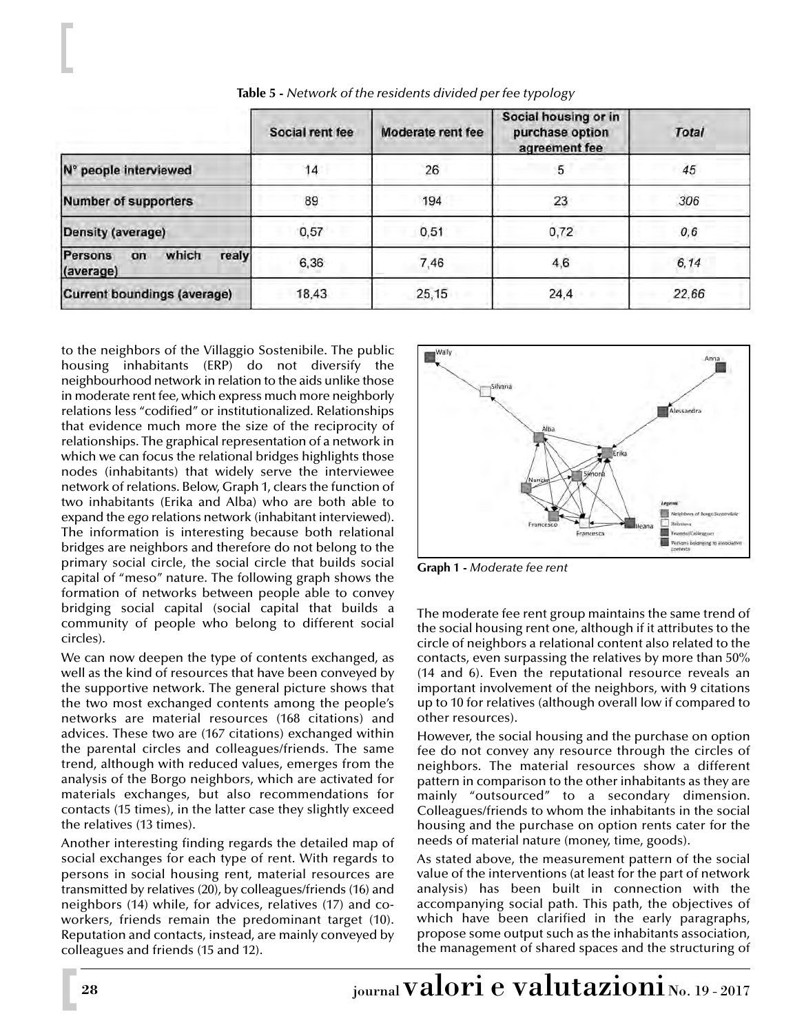**Table 5** - *Network of the residents divided per fee typology*

| | Social rent fee | Moderate rent fee | Social housing or in purchase option agreement fee | *Total* |
|---|---|---|---|---|
| N° people interviewed | 14 | 26 | 5 | *45* |
| Number of supporters | 89 | 194 | 23 | *306* |
| Density (average) | 0,57 | 0,51 | 0,72 | *0,6* |
| Persons on which realy (average) | 6,36 | 7,46 | 4,6 | *6,14* |
| Current boundings (average) | 18,43 | 25,15 | 24,4 | *22,66* |

to the neighbors of the Villaggio Sostenibile. The public housing inhabitants (ERP) do not diversify the neighbourhood network in relation to the aids unlike those in moderate rent fee, which express much more neighborly relations less "codified" or institutionalized. Relationships that evidence much more the size of the reciprocity of relationships. The graphical representation of a network in which we can focus the relational bridges highlights those nodes (inhabitants) that widely serve the interviewee network of relations. Below, Graph 1, clears the function of two inhabitants (Erika and Alba) who are both able to expand the *ego* relations network (inhabitant interviewed). The information is interesting because both relational bridges are neighbors and therefore do not belong to the primary social circle, the social circle that builds social capital of "meso" nature. The following graph shows the formation of networks between people able to convey bridging social capital (social capital that builds a community of people who belong to different social circles).

We can now deepen the type of contents exchanged, as well as the kind of resources that have been conveyed by the supportive network. The general picture shows that the two most exchanged contents among the people's networks are material resources (168 citations) and advices. These two are (167 citations) exchanged within the parental circles and colleagues/friends. The same trend, although with reduced values, emerges from the analysis of the Borgo neighbors, which are activated for materials exchanges, but also recommendations for contacts (15 times), in the latter case they slightly exceed the relatives (13 times).

Another interesting finding regards the detailed map of social exchanges for each type of rent. With regards to persons in social housing rent, material resources are transmitted by relatives (20), by colleagues/friends (16) and neighbors (14) while, for advices, relatives (17) and co-workers, friends remain the predominant target (10). Reputation and contacts, instead, are mainly conveyed by colleagues and friends (15 and 12).

**Graph 1** - *Moderate fee rent*

The moderate fee rent group maintains the same trend of the social housing rent one, although if it attributes to the circle of neighbors a relational content also related to the contacts, even surpassing the relatives by more than 50% (14 and 6). Even the reputational resource reveals an important involvement of the neighbors, with 9 citations up to 10 for relatives (although overall low if compared to other resources).

However, the social housing and the purchase on option fee do not convey any resource through the circles of neighbors. The material resources show a different pattern in comparison to the other inhabitants as they are mainly "outsourced" to a secondary dimension. Colleagues/friends to whom the inhabitants in the social housing and the purchase on option rents cater for the needs of material nature (money, time, goods).

As stated above, the measurement pattern of the social value of the interventions (at least for the part of network analysis) has been built in connection with the accompanying social path. This path, the objectives of which have been clarified in the early paragraphs, propose some output such as the inhabitants association, the management of shared spaces and the structuring of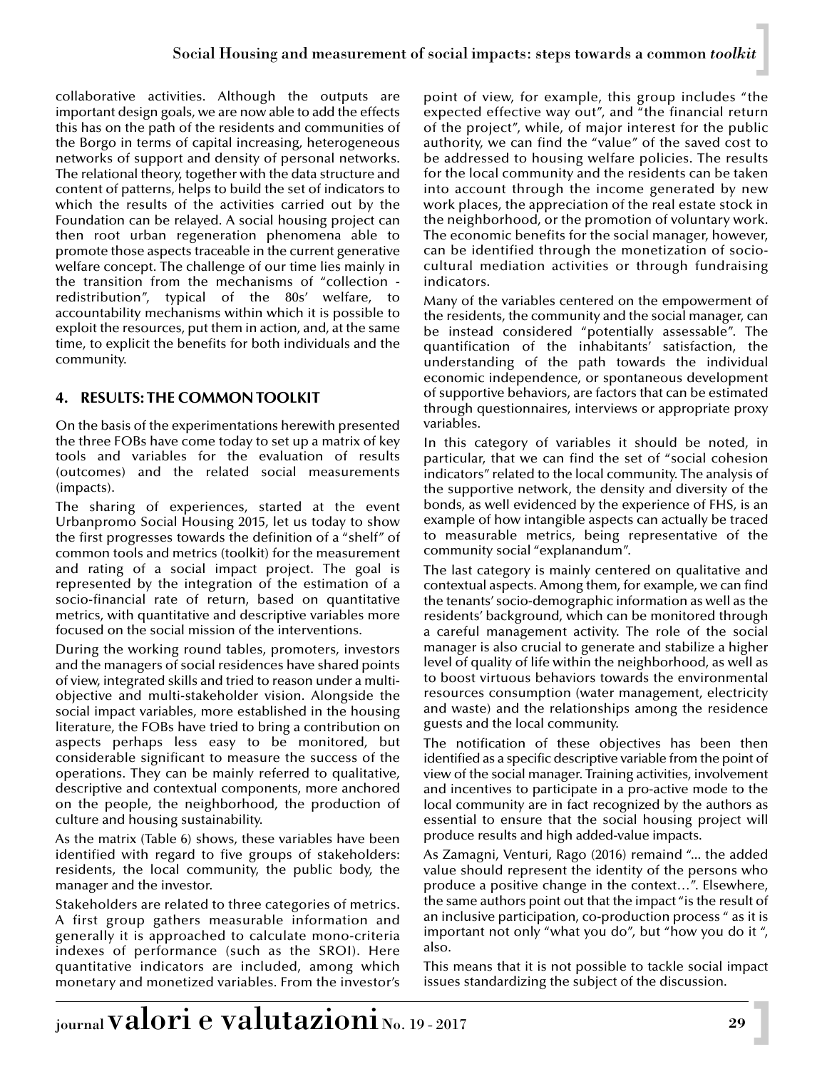collaborative activities. Although the outputs are important design goals, we are now able to add the effects this has on the path of the residents and communities of the Borgo in terms of capital increasing, heterogeneous networks of support and density of personal networks. The relational theory, together with the data structure and content of patterns, helps to build the set of indicators to which the results of the activities carried out by the Foundation can be relayed. A social housing project can then root urban regeneration phenomena able to promote those aspects traceable in the current generative welfare concept. The challenge of our time lies mainly in the transition from the mechanisms of "collection - redistribution", typical of the 80s' welfare, to accountability mechanisms within which it is possible to exploit the resources, put them in action, and, at the same time, to explicit the benefits for both individuals and the community.

## 4. RESULTS: THE COMMON TOOLKIT

On the basis of the experimentations herewith presented the three FOBs have come today to set up a matrix of key tools and variables for the evaluation of results (outcomes) and the related social measurements (impacts).

The sharing of experiences, started at the event Urbanpromo Social Housing 2015, let us today to show the first progresses towards the definition of a "shelf" of common tools and metrics (toolkit) for the measurement and rating of a social impact project. The goal is represented by the integration of the estimation of a socio-financial rate of return, based on quantitative metrics, with quantitative and descriptive variables more focused on the social mission of the interventions.

During the working round tables, promoters, investors and the managers of social residences have shared points of view, integrated skills and tried to reason under a multi-objective and multi-stakeholder vision. Alongside the social impact variables, more established in the housing literature, the FOBs have tried to bring a contribution on aspects perhaps less easy to be monitored, but considerable significant to measure the success of the operations. They can be mainly referred to qualitative, descriptive and contextual components, more anchored on the people, the neighborhood, the production of culture and housing sustainability.

As the matrix (Table 6) shows, these variables have been identified with regard to five groups of stakeholders: residents, the local community, the public body, the manager and the investor.

Stakeholders are related to three categories of metrics. A first group gathers measurable information and generally it is approached to calculate mono-criteria indexes of performance (such as the SROI). Here quantitative indicators are included, among which monetary and monetized variables. From the investor's point of view, for example, this group includes "the expected effective way out", and "the financial return of the project", while, of major interest for the public authority, we can find the "value" of the saved cost to be addressed to housing welfare policies. The results for the local community and the residents can be taken into account through the income generated by new work places, the appreciation of the real estate stock in the neighborhood, or the promotion of voluntary work. The economic benefits for the social manager, however, can be identified through the monetization of socio-cultural mediation activities or through fundraising indicators.

Many of the variables centered on the empowerment of the residents, the community and the social manager, can be instead considered "potentially assessable". The quantification of the inhabitants' satisfaction, the understanding of the path towards the individual economic independence, or spontaneous development of supportive behaviors, are factors that can be estimated through questionnaires, interviews or appropriate proxy variables.

In this category of variables it should be noted, in particular, that we can find the set of "social cohesion indicators" related to the local community. The analysis of the supportive network, the density and diversity of the bonds, as well evidenced by the experience of FHS, is an example of how intangible aspects can actually be traced to measurable metrics, being representative of the community social "explanandum".

The last category is mainly centered on qualitative and contextual aspects. Among them, for example, we can find the tenants' socio-demographic information as well as the residents' background, which can be monitored through a careful management activity. The role of the social manager is also crucial to generate and stabilize a higher level of quality of life within the neighborhood, as well as to boost virtuous behaviors towards the environmental resources consumption (water management, electricity and waste) and the relationships among the residence guests and the local community.

The notification of these objectives has been then identified as a specific descriptive variable from the point of view of the social manager. Training activities, involvement and incentives to participate in a pro-active mode to the local community are in fact recognized by the authors as essential to ensure that the social housing project will produce results and high added-value impacts.

As Zamagni, Venturi, Rago (2016) remaind "... the added value should represent the identity of the persons who produce a positive change in the context…". Elsewhere, the same authors point out that the impact "is the result of an inclusive participation, co-production process " as it is important not only "what you do", but "how you do it ", also.

This means that it is not possible to tackle social impact issues standardizing the subject of the discussion.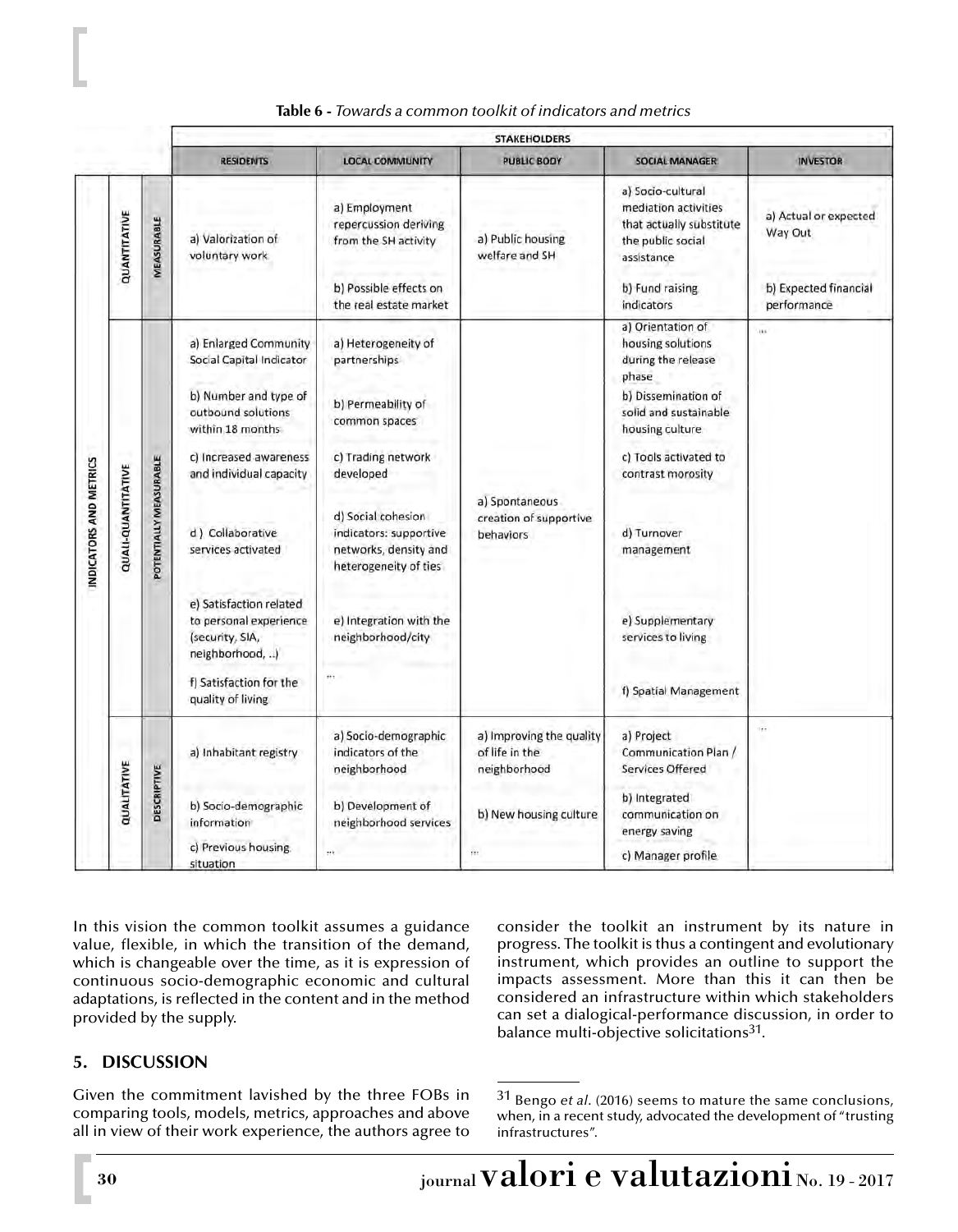**Table 6 -** *Towards a common toolkit of indicators and metrics*

| | | | STAKEHOLDERS | | | | |
|---|---|---|---|---|---|---|---|
| | | | RESIDENTS | LOCAL COMMUNITY | PUBLIC BODY | SOCIAL MANAGER | INVESTOR |
| INDICATORS AND METRICS | QUANTITATIVE | MEASURABLE | a) Valorization of voluntary work | a) Employment repercussion deriving from the SH activity<br>b) Possible effects on the real estate market | a) Public housing welfare and SH | a) Socio-cultural mediation activities that actually substitute the public social assistance<br>b) Fund raising indicators | a) Actual or expected Way Out<br>b) Expected financial performance |
| | QUALI-QUANTITATIVE | POTENTIALLY MEASURABLE | a) Enlarged Community Social Capital Indicator<br>b) Number and type of outbound solutions within 18 months<br>c) Increased awareness and individual capacity<br>d) Collaborative services activated<br>e) Satisfaction related to personal experience (security, SIA, neighborhood, ..)<br>f) Satisfaction for the quality of living | a) Heterogeneity of partnerships<br>b) Permeability of common spaces<br>c) Trading network developed<br>d) Social cohesion indicators: supportive networks, density and heterogeneity of ties<br>e) Integration with the neighborhood/city<br>... | a) Spontaneous creation of supportive behaviors | a) Orientation of housing solutions during the release phase<br>b) Dissemination of solid and sustainable housing culture<br>c) Tools activated to contrast morosity<br>d) Turnover management<br>e) Supplementary services to living<br>f) Spatial Management | ... |
| | QUALITATIVE | DESCRIPTIVE | a) Inhabitant registry<br>b) Socio-demographic information<br>c) Previous housing situation | a) Socio-demographic indicators of the neighborhood<br>b) Development of neighborhood services<br>... | a) Improving the quality of life in the neighborhood<br>b) New housing culture<br>... | a) Project Communication Plan / Services Offered<br>b) Integrated communication on energy saving<br>c) Manager profile | ... |

In this vision the common toolkit assumes a guidance value, flexible, in which the transition of the demand, which is changeable over the time, as it is expression of continuous socio-demographic economic and cultural adaptations, is reflected in the content and in the method provided by the supply.

## 5. DISCUSSION

Given the commitment lavished by the three FOBs in comparing tools, models, metrics, approaches and above all in view of their work experience, the authors agree to consider the toolkit an instrument by its nature in progress. The toolkit is thus a contingent and evolutionary instrument, which provides an outline to support the impacts assessment. More than this it can then be considered an infrastructure within which stakeholders can set a dialogical-performance discussion, in order to balance multi-objective solicitations[31].

[31] Bengo *et al*. (2016) seems to mature the same conclusions, when, in a recent study, advocated the development of "trusting infrastructures".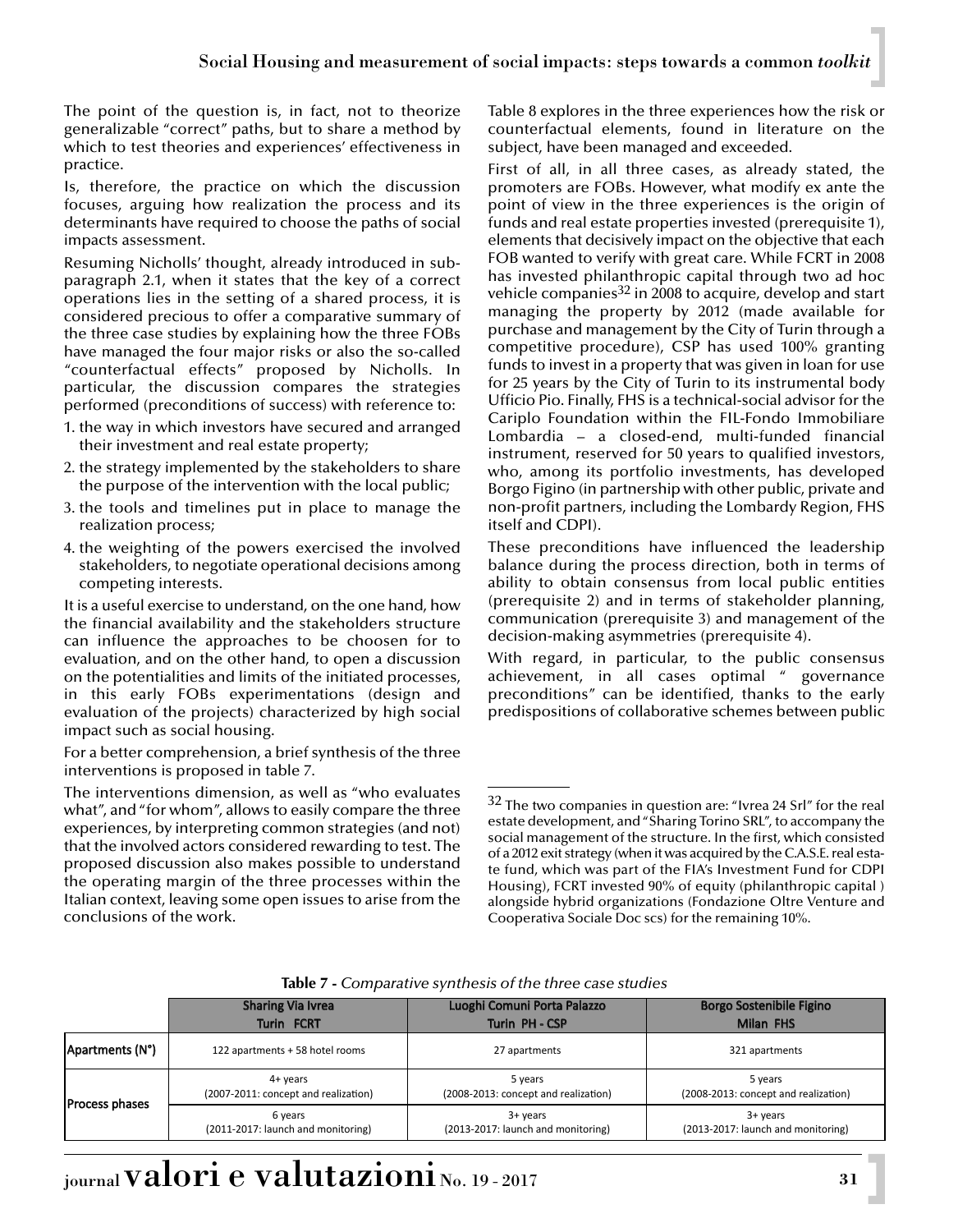The point of the question is, in fact, not to theorize generalizable "correct" paths, but to share a method by which to test theories and experiences' effectiveness in practice.

Is, therefore, the practice on which the discussion focuses, arguing how realization the process and its determinants have required to choose the paths of social impacts assessment.

Resuming Nicholls' thought, already introduced in sub-paragraph 2.1, when it states that the key of a correct operations lies in the setting of a shared process, it is considered precious to offer a comparative summary of the three case studies by explaining how the three FOBs have managed the four major risks or also the so-called "counterfactual effects" proposed by Nicholls. In particular, the discussion compares the strategies performed (preconditions of success) with reference to:

1. the way in which investors have secured and arranged their investment and real estate property;
2. the strategy implemented by the stakeholders to share the purpose of the intervention with the local public;
3. the tools and timelines put in place to manage the realization process;
4. the weighting of the powers exercised the involved stakeholders, to negotiate operational decisions among competing interests.

It is a useful exercise to understand, on the one hand, how the financial availability and the stakeholders structure can influence the approaches to be choosen for to evaluation, and on the other hand, to open a discussion on the potentialities and limits of the initiated processes, in this early FOBs experimentations (design and evaluation of the projects) characterized by high social impact such as social housing.

For a better comprehension, a brief synthesis of the three interventions is proposed in table 7.

The interventions dimension, as well as "who evaluates what", and "for whom", allows to easily compare the three experiences, by interpreting common strategies (and not) that the involved actors considered rewarding to test. The proposed discussion also makes possible to understand the operating margin of the three processes within the Italian context, leaving some open issues to arise from the conclusions of the work.

Table 8 explores in the three experiences how the risk or counterfactual elements, found in literature on the subject, have been managed and exceeded.

First of all, in all three cases, as already stated, the promoters are FOBs. However, what modify ex ante the point of view in the three experiences is the origin of funds and real estate properties invested (prerequisite 1), elements that decisively impact on the objective that each FOB wanted to verify with great care. While FCRT in 2008 has invested philanthropic capital through two ad hoc vehicle companies[32] in 2008 to acquire, develop and start managing the property by 2012 (made available for purchase and management by the City of Turin through a competitive procedure), CSP has used 100% granting funds to invest in a property that was given in loan for use for 25 years by the City of Turin to its instrumental body Ufficio Pio. Finally, FHS is a technical-social advisor for the Cariplo Foundation within the FIL-Fondo Immobiliare Lombardia – a closed-end, multi-funded financial instrument, reserved for 50 years to qualified investors, who, among its portfolio investments, has developed Borgo Figino (in partnership with other public, private and non-profit partners, including the Lombardy Region, FHS itself and CDPI).

These preconditions have influenced the leadership balance during the process direction, both in terms of ability to obtain consensus from local public entities (prerequisite 2) and in terms of stakeholder planning, communication (prerequisite 3) and management of the decision-making asymmetries (prerequisite 4).

With regard, in particular, to the public consensus achievement, in all cases optimal " governance preconditions" can be identified, thanks to the early predispositions of collaborative schemes between public

[32] The two companies in question are: "Ivrea 24 Srl" for the real estate development, and "Sharing Torino SRL", to accompany the social management of the structure. In the first, which consisted of a 2012 exit strategy (when it was acquired by the C.A.S.E. real estate fund, which was part of the FIA's Investment Fund for CDPI Housing), FCRT invested 90% of equity (philanthropic capital ) alongside hybrid organizations (Fondazione Oltre Venture and Cooperativa Sociale Doc scs) for the remaining 10%.

**Table 7** - *Comparative synthesis of the three case studies*

| | Sharing Via Ivrea<br>Turin FCRT | Luoghi Comuni Porta Palazzo<br>Turin PH - CSP | Borgo Sostenibile Figino<br>Milan FHS |
|---|---|---|---|
| Apartments (N°) | 122 apartments + 58 hotel rooms | 27 apartments | 321 apartments |
| Process phases | 4+ years<br>(2007-2011: concept and realization) | 5 years<br>(2008-2013: concept and realization) | 5 years<br>(2008-2013: concept and realization) |
| | 6 years<br>(2011-2017: launch and monitoring) | 3+ years<br>(2013-2017: launch and monitoring) | 3+ years<br>(2013-2017: launch and monitoring) |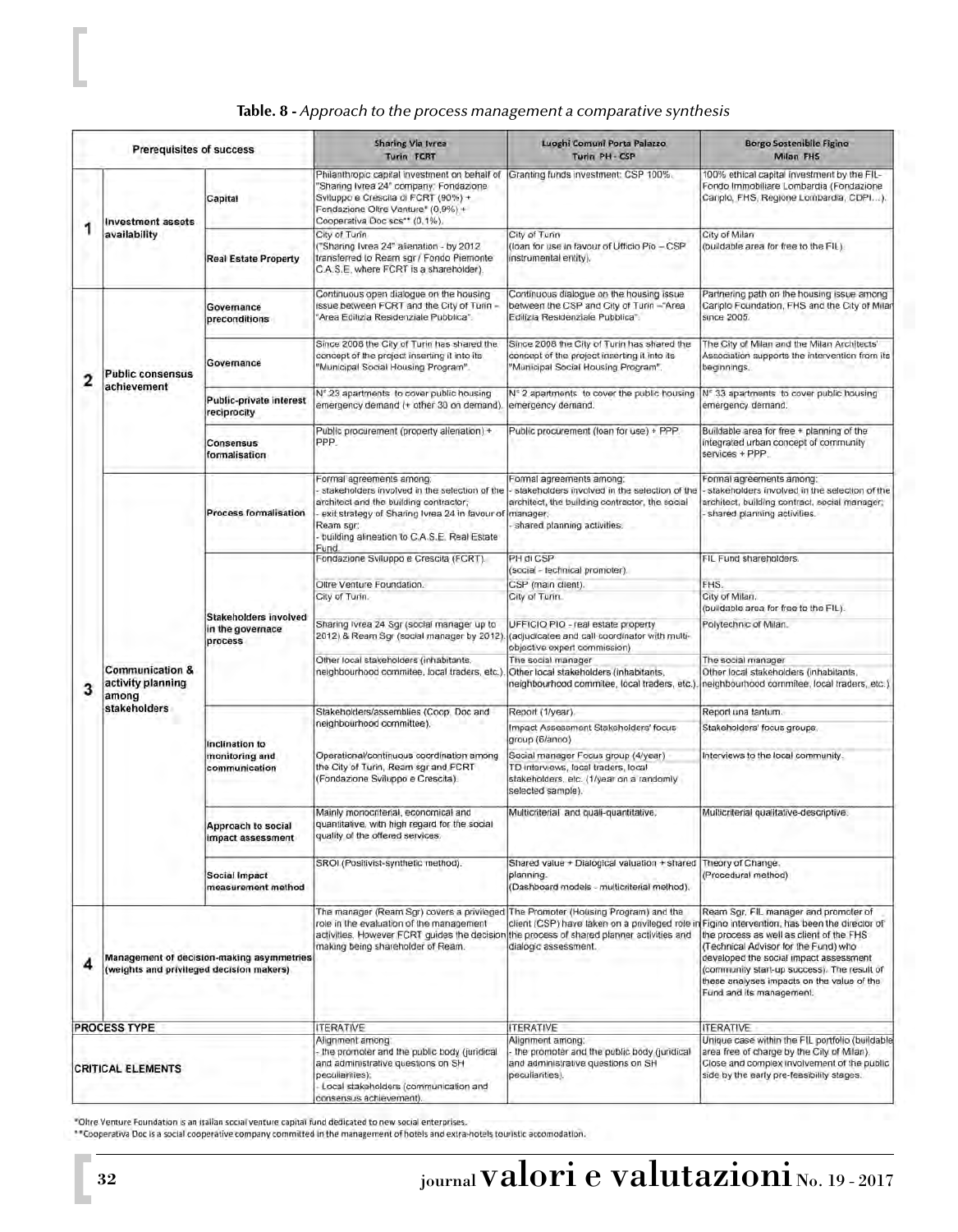**Table. 8 -** *Approach to the process management a comparative synthesis*

| Prerequisites of success | | | Sharing Via Ivrea Turin FCRT | Luoghi Comuni Porta Palazzo Turin PH - CSP | Borgo Sostenibile Figino Milan FHS |
|---|---|---|---|---|---|
| 1 | Investment assets availability | Capital | Philanthropic capital investment on behalf of "Sharing Ivrea 24" company: Fondazione Sviluppo e Crescita di FCRT (90%) + Fondazione Oltre Venture* (0,9%) + Cooperativa Doc scs** (0,1%). | Granting funds investment: CSP 100%. | 100% ethical capital investment by the FIL-Fondo Immobiliare Lombardia (Fondazione Cariplo, FHS, Regione Lombardia, CDPI...). |
| | | Real Estate Property | City of Turin ("Sharing Ivrea 24" alienation - by 2012 transferred to Ream sgr / Fondo Piemonte C.A.S.E. where FCRT is a shareholder). | City of Turin (loan for use in favour of Ufficio Pio – CSP instrumental entity). | City of Milan (buildable area for free to the FIL). |
| 2 | Public consensus achievement | Governance preconditions | Continuous open dialogue on the housing issue between FCRT and the City of Turin – "Area Edilizia Residenziale Pubblica". | Continuous dialogue on the housing issue between the CSP and City of Turin –"Area Edilizia Residenziale Pubblica". | Partnering path on the housing issue among Cariplo Foundation, FHS and the City of Milan since 2005. |
| | | Governance | Since 2008 the City of Turin has shared the concept of the project inserting it into its "Municipal Social Housing Program". | Since 2008 the City of Turin has shared the concept of the project inserting it into its "Municipal Social Housing Program". | The City of Milan and the Milan Architects' Association supports the intervention from its beginnings. |
| | | Public-private interest reciprocity | N° 23 apartments to cover public housing emergency demand (+ other 30 on demand). | N° 2 apartments to cover the public housing emergency demand. | N° 33 apartments to cover public housing emergency demand. |
| | | Consensus formalisation | Public procurement (property alienation) + PPP. | Public procurement (loan for use) + PPP. | Buildable area for free + planning of the integrated urban concept of community services + PPP. |
| 3 | Communication & activity planning among stakeholders | Process formalisation | Formal agreements among: - stakeholders involved in the selection of the architect and the building contractor; - exit strategy of Sharing Ivrea 24 in favour of Ream sgr; - building alineation to C.A.S.E. Real Estate Fund. | Formal agreements among: - stakeholders involved in the selection of the architect, the building contractor, the social manager; - shared planning activities. | Formal agreements among: - stakeholders involved in the selection of the architect, building contract, social manager; - shared planning activities. |
| | | Stakeholders involved in the governace process | Fondazione Sviluppo e Crescita (FCRT). | PH di CSP (social - technical promoter). | FIL Fund shareholders. |
| | | | Oltre Venture Foundation. | CSP (main client). | FHS. |
| | | | City of Turin. | City of Turin. | City of Milan. (buildable area for free to the FIL). |
| | | | Sharing Ivrea 24 Sgr (social manager up to 2012) & Ream Sgr (social manager by 2012). | UFFICIO PIO - real estate property (adjudicatee and call coordinator with multi-objective expert commission) | Polytechnic of Milan. |
| | | | Other local stakeholders (inhabitants, neighbourhood commitee, local traders, etc.). | The social manager Other local stakeholders (inhabitants, neighbourhood commitee, local traders, etc.). | The social manager Other local stakeholders (inhabitants, neighbourhood commitee, local traders, etc.) |
| | | Inclination to monitoring and communication | Stakeholders/assemblies (Coop. Doc and neighbourhood committee). | Report (1/year). | Report una tantum. |
| | | | | Impact Assessment Stakeholders' focus group (6/anno) | Stakeholders' focus groups. |
| | | | Operational/continuous coordination among the City of Turin, Ream sgr and FCRT (Fondazione Sviluppo e Crescita). | Social manager Focus group (4/year) TD interviews, local traders, local stakeholders, etc. (1/year on a randomly selected sample). | Interviews to the local community. |
| | | Approach to social impact assessment | Mainly monocriterial, economical and quantitative, with high regard for the social quality of the offered services. | Multicriterial and quali-quantitative. | Multicriterial qualitative-descriptive. |
| | | Social Impact measurement method | SROI (Positivist-synthetic method). | Shared value + Dialogical valuation + shared planning. (Dashboard models - multicriterial method). | Theory of Change. (Procedural method) |
| 4 | Management of decision-making asymmetries (weights and privileged decision makers) | | The manager (Ream Sgr) covers a privileged role in the evaluation of the management activities. However FCRT guides the decision making being shareholder of Ream. | The Promoter (Housing Program) and the client (CSP) have taken on a privileged role in the process of shared planner activities and dialogic assessment. | Ream Sgr, FIL manager and promoter of Figino intervention, has been the director of the process as well as client of the FHS (Technical Advisor for the Fund) who developed the social impact assessment (community start-up success). The result of these analyses impacts on the value of the Fund and its management. |
| PROCESS TYPE | | | ITERATIVE | ITERATIVE | ITERATIVE |
| CRITICAL ELEMENTS | | | Alignment among: - the promoter and the public body (juridical and administrative questions on SH peculiarities); - Local stakeholders (communication and consensus achievement). | Alignment among: - the promoter and the public body (juridical and administrative questions on SH peculiarities). | Unique case within the FIL portfolio (buildable area free of charge by the City of Milan). Close and complex involvement of the public side by the early pre-feasibility stages. |

*Oltre Venture Foundation is an Italian social venture capital fund dedicated to new social enterprises.

**Cooperativa Doc is a social cooperative company committed in the management of hotels and extra-hotels touristic accomodation.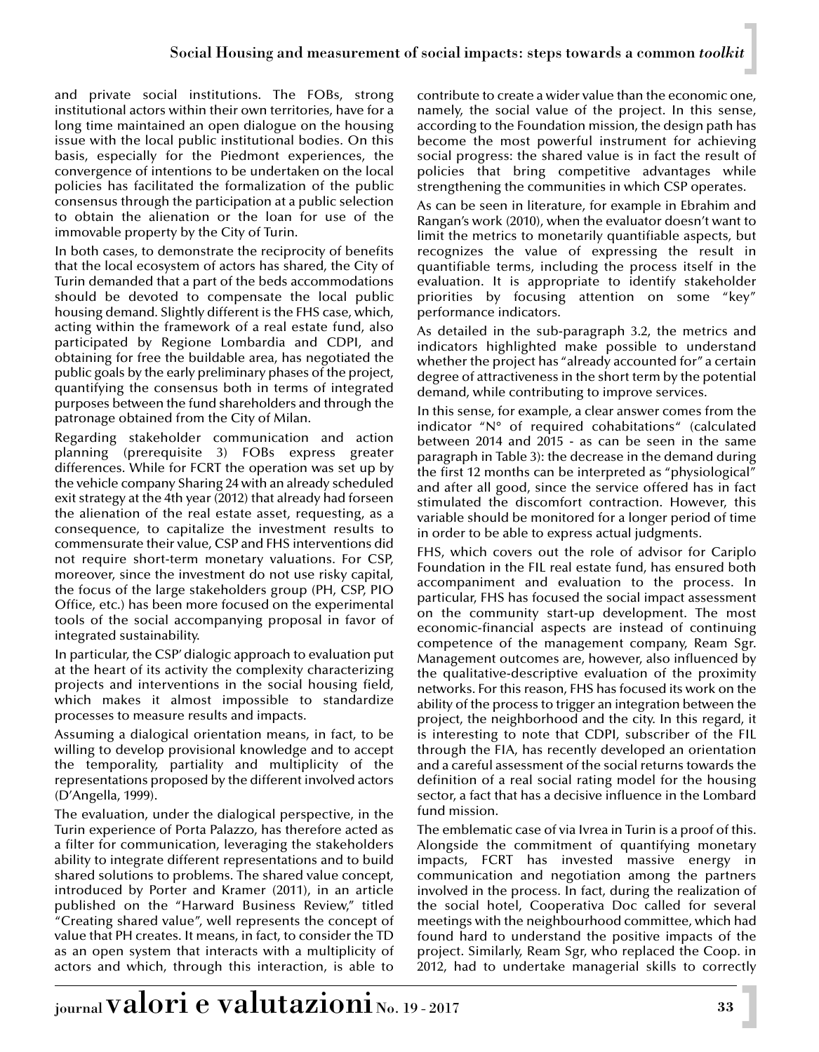and private social institutions. The FOBs, strong institutional actors within their own territories, have for a long time maintained an open dialogue on the housing issue with the local public institutional bodies. On this basis, especially for the Piedmont experiences, the convergence of intentions to be undertaken on the local policies has facilitated the formalization of the public consensus through the participation at a public selection to obtain the alienation or the loan for use of the immovable property by the City of Turin.

In both cases, to demonstrate the reciprocity of benefits that the local ecosystem of actors has shared, the City of Turin demanded that a part of the beds accommodations should be devoted to compensate the local public housing demand. Slightly different is the FHS case, which, acting within the framework of a real estate fund, also participated by Regione Lombardia and CDPI, and obtaining for free the buildable area, has negotiated the public goals by the early preliminary phases of the project, quantifying the consensus both in terms of integrated purposes between the fund shareholders and through the patronage obtained from the City of Milan.

Regarding stakeholder communication and action planning (prerequisite 3) FOBs express greater differences. While for FCRT the operation was set up by the vehicle company Sharing 24 with an already scheduled exit strategy at the 4th year (2012) that already had forseen the alienation of the real estate asset, requesting, as a consequence, to capitalize the investment results to commensurate their value, CSP and FHS interventions did not require short-term monetary valuations. For CSP, moreover, since the investment do not use risky capital, the focus of the large stakeholders group (PH, CSP, PIO Office, etc.) has been more focused on the experimental tools of the social accompanying proposal in favor of integrated sustainability.

In particular, the CSP' dialogic approach to evaluation put at the heart of its activity the complexity characterizing projects and interventions in the social housing field, which makes it almost impossible to standardize processes to measure results and impacts.

Assuming a dialogical orientation means, in fact, to be willing to develop provisional knowledge and to accept the temporality, partiality and multiplicity of the representations proposed by the different involved actors (D'Angella, 1999).

The evaluation, under the dialogical perspective, in the Turin experience of Porta Palazzo, has therefore acted as a filter for communication, leveraging the stakeholders ability to integrate different representations and to build shared solutions to problems. The shared value concept, introduced by Porter and Kramer (2011), in an article published on the "Harward Business Review," titled "Creating shared value", well represents the concept of value that PH creates. It means, in fact, to consider the TD as an open system that interacts with a multiplicity of actors and which, through this interaction, is able to contribute to create a wider value than the economic one, namely, the social value of the project. In this sense, according to the Foundation mission, the design path has become the most powerful instrument for achieving social progress: the shared value is in fact the result of policies that bring competitive advantages while strengthening the communities in which CSP operates.

As can be seen in literature, for example in Ebrahim and Rangan's work (2010), when the evaluator doesn't want to limit the metrics to monetarily quantifiable aspects, but recognizes the value of expressing the result in quantifiable terms, including the process itself in the evaluation. It is appropriate to identify stakeholder priorities by focusing attention on some "key" performance indicators.

As detailed in the sub-paragraph 3.2, the metrics and indicators highlighted make possible to understand whether the project has "already accounted for" a certain degree of attractiveness in the short term by the potential demand, while contributing to improve services.

In this sense, for example, a clear answer comes from the indicator "N° of required cohabitations" (calculated between 2014 and 2015 - as can be seen in the same paragraph in Table 3): the decrease in the demand during the first 12 months can be interpreted as "physiological" and after all good, since the service offered has in fact stimulated the discomfort contraction. However, this variable should be monitored for a longer period of time in order to be able to express actual judgments.

FHS, which covers out the role of advisor for Cariplo Foundation in the FIL real estate fund, has ensured both accompaniment and evaluation to the process. In particular, FHS has focused the social impact assessment on the community start-up development. The most economic-financial aspects are instead of continuing competence of the management company, Ream Sgr. Management outcomes are, however, also influenced by the qualitative-descriptive evaluation of the proximity networks. For this reason, FHS has focused its work on the ability of the process to trigger an integration between the project, the neighborhood and the city. In this regard, it is interesting to note that CDPI, subscriber of the FIL through the FIA, has recently developed an orientation and a careful assessment of the social returns towards the definition of a real social rating model for the housing sector, a fact that has a decisive influence in the Lombard fund mission.

The emblematic case of via Ivrea in Turin is a proof of this. Alongside the commitment of quantifying monetary impacts, FCRT has invested massive energy in communication and negotiation among the partners involved in the process. In fact, during the realization of the social hotel, Cooperativa Doc called for several meetings with the neighbourhood committee, which had found hard to understand the positive impacts of the project. Similarly, Ream Sgr, who replaced the Coop. in 2012, had to undertake managerial skills to correctly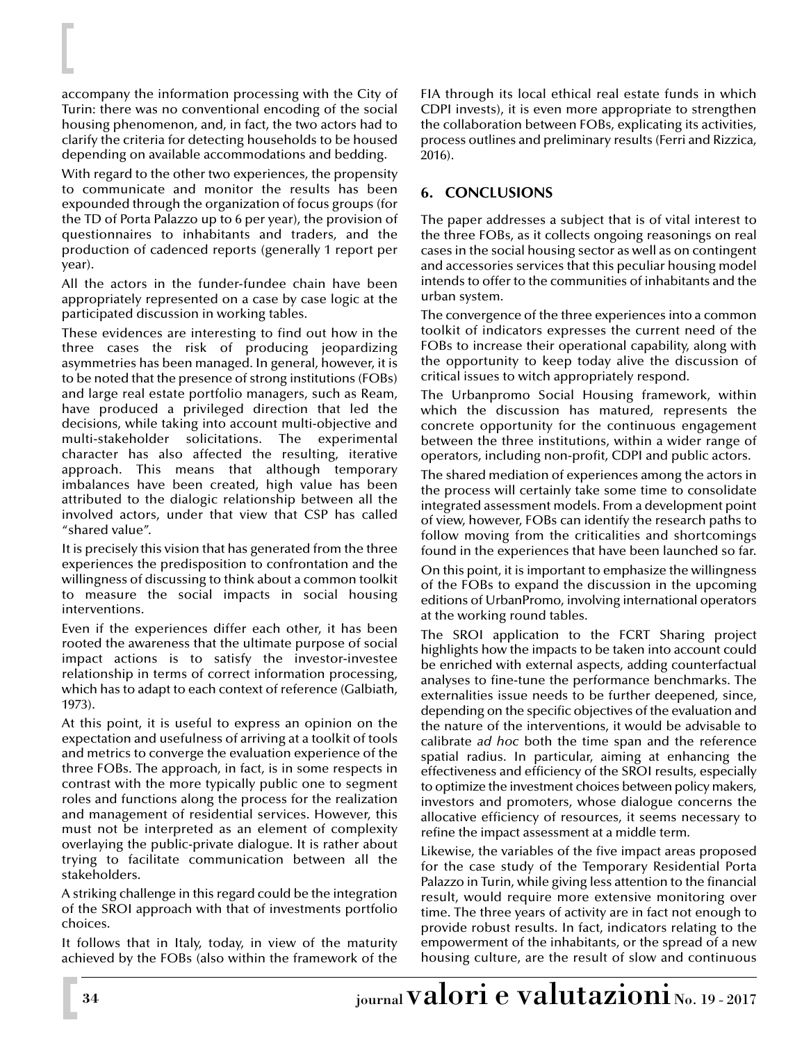accompany the information processing with the City of Turin: there was no conventional encoding of the social housing phenomenon, and, in fact, the two actors had to clarify the criteria for detecting households to be housed depending on available accommodations and bedding.

With regard to the other two experiences, the propensity to communicate and monitor the results has been expounded through the organization of focus groups (for the TD of Porta Palazzo up to 6 per year), the provision of questionnaires to inhabitants and traders, and the production of cadenced reports (generally 1 report per year).

All the actors in the funder-fundee chain have been appropriately represented on a case by case logic at the participated discussion in working tables.

These evidences are interesting to find out how in the three cases the risk of producing jeopardizing asymmetries has been managed. In general, however, it is to be noted that the presence of strong institutions (FOBs) and large real estate portfolio managers, such as Ream, have produced a privileged direction that led the decisions, while taking into account multi-objective and multi-stakeholder solicitations. The experimental character has also affected the resulting, iterative approach. This means that although temporary imbalances have been created, high value has been attributed to the dialogic relationship between all the involved actors, under that view that CSP has called "shared value".

It is precisely this vision that has generated from the three experiences the predisposition to confrontation and the willingness of discussing to think about a common toolkit to measure the social impacts in social housing interventions.

Even if the experiences differ each other, it has been rooted the awareness that the ultimate purpose of social impact actions is to satisfy the investor-investee relationship in terms of correct information processing, which has to adapt to each context of reference (Galbiath, 1973).

At this point, it is useful to express an opinion on the expectation and usefulness of arriving at a toolkit of tools and metrics to converge the evaluation experience of the three FOBs. The approach, in fact, is in some respects in contrast with the more typically public one to segment roles and functions along the process for the realization and management of residential services. However, this must not be interpreted as an element of complexity overlaying the public-private dialogue. It is rather about trying to facilitate communication between all the stakeholders.

A striking challenge in this regard could be the integration of the SROI approach with that of investments portfolio choices.

It follows that in Italy, today, in view of the maturity achieved by the FOBs (also within the framework of the FIA through its local ethical real estate funds in which CDPI invests), it is even more appropriate to strengthen the collaboration between FOBs, explicating its activities, process outlines and preliminary results (Ferri and Rizzica, 2016).

## 6. CONCLUSIONS

The paper addresses a subject that is of vital interest to the three FOBs, as it collects ongoing reasonings on real cases in the social housing sector as well as on contingent and accessories services that this peculiar housing model intends to offer to the communities of inhabitants and the urban system.

The convergence of the three experiences into a common toolkit of indicators expresses the current need of the FOBs to increase their operational capability, along with the opportunity to keep today alive the discussion of critical issues to witch appropriately respond.

The Urbanpromo Social Housing framework, within which the discussion has matured, represents the concrete opportunity for the continuous engagement between the three institutions, within a wider range of operators, including non-profit, CDPI and public actors.

The shared mediation of experiences among the actors in the process will certainly take some time to consolidate integrated assessment models. From a development point of view, however, FOBs can identify the research paths to follow moving from the criticalities and shortcomings found in the experiences that have been launched so far.

On this point, it is important to emphasize the willingness of the FOBs to expand the discussion in the upcoming editions of UrbanPromo, involving international operators at the working round tables.

The SROI application to the FCRT Sharing project highlights how the impacts to be taken into account could be enriched with external aspects, adding counterfactual analyses to fine-tune the performance benchmarks. The externalities issue needs to be further deepened, since, depending on the specific objectives of the evaluation and the nature of the interventions, it would be advisable to calibrate *ad hoc* both the time span and the reference spatial radius. In particular, aiming at enhancing the effectiveness and efficiency of the SROI results, especially to optimize the investment choices between policy makers, investors and promoters, whose dialogue concerns the allocative efficiency of resources, it seems necessary to refine the impact assessment at a middle term.

Likewise, the variables of the five impact areas proposed for the case study of the Temporary Residential Porta Palazzo in Turin, while giving less attention to the financial result, would require more extensive monitoring over time. The three years of activity are in fact not enough to provide robust results. In fact, indicators relating to the empowerment of the inhabitants, or the spread of a new housing culture, are the result of slow and continuous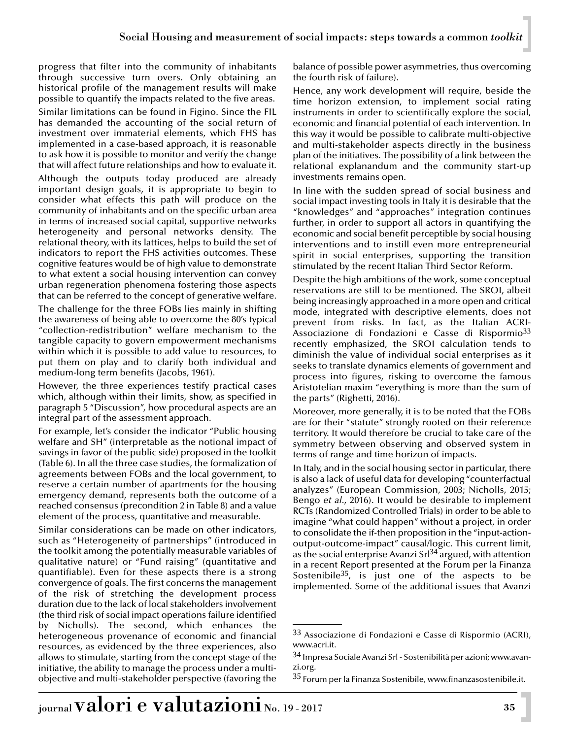progress that filter into the community of inhabitants through successive turn overs. Only obtaining an historical profile of the management results will make possible to quantify the impacts related to the five areas.

Similar limitations can be found in Figino. Since the FIL has demanded the accounting of the social return of investment over immaterial elements, which FHS has implemented in a case-based approach, it is reasonable to ask how it is possible to monitor and verify the change that will affect future relationships and how to evaluate it.

Although the outputs today produced are already important design goals, it is appropriate to begin to consider what effects this path will produce on the community of inhabitants and on the specific urban area in terms of increased social capital, supportive networks heterogeneity and personal networks density. The relational theory, with its lattices, helps to build the set of indicators to report the FHS activities outcomes. These cognitive features would be of high value to demonstrate to what extent a social housing intervention can convey urban regeneration phenomena fostering those aspects that can be referred to the concept of generative welfare.

The challenge for the three FOBs lies mainly in shifting the awareness of being able to overcome the 80's typical "collection-redistribution" welfare mechanism to the tangible capacity to govern empowerment mechanisms within which it is possible to add value to resources, to put them on play and to clarify both individual and medium-long term benefits (Jacobs, 1961).

However, the three experiences testify practical cases which, although within their limits, show, as specified in paragraph 5 "Discussion", how procedural aspects are an integral part of the assessment approach.

For example, let's consider the indicator "Public housing welfare and SH" (interpretable as the notional impact of savings in favor of the public side) proposed in the toolkit (Table 6). In all the three case studies, the formalization of agreements between FOBs and the local government, to reserve a certain number of apartments for the housing emergency demand, represents both the outcome of a reached consensus (precondition 2 in Table 8) and a value element of the process, quantitative and measurable.

Similar considerations can be made on other indicators, such as "Heterogeneity of partnerships" (introduced in the toolkit among the potentially measurable variables of qualitative nature) or "Fund raising" (quantitative and quantifiable). Even for these aspects there is a strong convergence of goals. The first concerns the management of the risk of stretching the development process duration due to the lack of local stakeholders involvement (the third risk of social impact operations failure identified by Nicholls). The second, which enhances the heterogeneous provenance of economic and financial resources, as evidenced by the three experiences, also allows to stimulate, starting from the concept stage of the initiative, the ability to manage the process under a multi-objective and multi-stakeholder perspective (favoring the balance of possible power asymmetries, thus overcoming the fourth risk of failure).

Hence, any work development will require, beside the time horizon extension, to implement social rating instruments in order to scientifically explore the social, economic and financial potential of each intervention. In this way it would be possible to calibrate multi-objective and multi-stakeholder aspects directly in the business plan of the initiatives. The possibility of a link between the relational explanandum and the community start-up investments remains open.

In line with the sudden spread of social business and social impact investing tools in Italy it is desirable that the "knowledges" and "approaches" integration continues further, in order to support all actors in quantifying the economic and social benefit perceptible by social housing interventions and to instill even more entrepreneurial spirit in social enterprises, supporting the transition stimulated by the recent Italian Third Sector Reform.

Despite the high ambitions of the work, some conceptual reservations are still to be mentioned. The SROI, albeit being increasingly approached in a more open and critical mode, integrated with descriptive elements, does not prevent from risks. In fact, as the Italian ACRI-Associazione di Fondazioni e Casse di Risparmio[33] recently emphasized, the SROI calculation tends to diminish the value of individual social enterprises as it seeks to translate dynamics elements of government and process into figures, risking to overcome the famous Aristotelian maxim "everything is more than the sum of the parts" (Righetti, 2016).

Moreover, more generally, it is to be noted that the FOBs are for their "statute" strongly rooted on their reference territory. It would therefore be crucial to take care of the symmetry between observing and observed system in terms of range and time horizon of impacts.

In Italy, and in the social housing sector in particular, there is also a lack of useful data for developing "counterfactual analyzes" (European Commission, 2003; Nicholls, 2015; Bengo *et al.*, 2016). It would be desirable to implement RCTs (Randomized Controlled Trials) in order to be able to imagine "what could happen" without a project, in order to consolidate the if-then proposition in the "input-action-output-outcome-impact" causal/logic. This current limit, as the social enterprise Avanzi Srl[34] argued, with attention in a recent Report presented at the Forum per la Finanza Sostenibile[35], is just one of the aspects to be implemented. Some of the additional issues that Avanzi

---

[33] Associazione di Fondazioni e Casse di Risparmio (ACRI), www.acri.it.

[34] Impresa Sociale Avanzi Srl - Sostenibilità per azioni; www.avanzi.org.

[35] Forum per la Finanza Sostenibile, www.finanzasostenibile.it.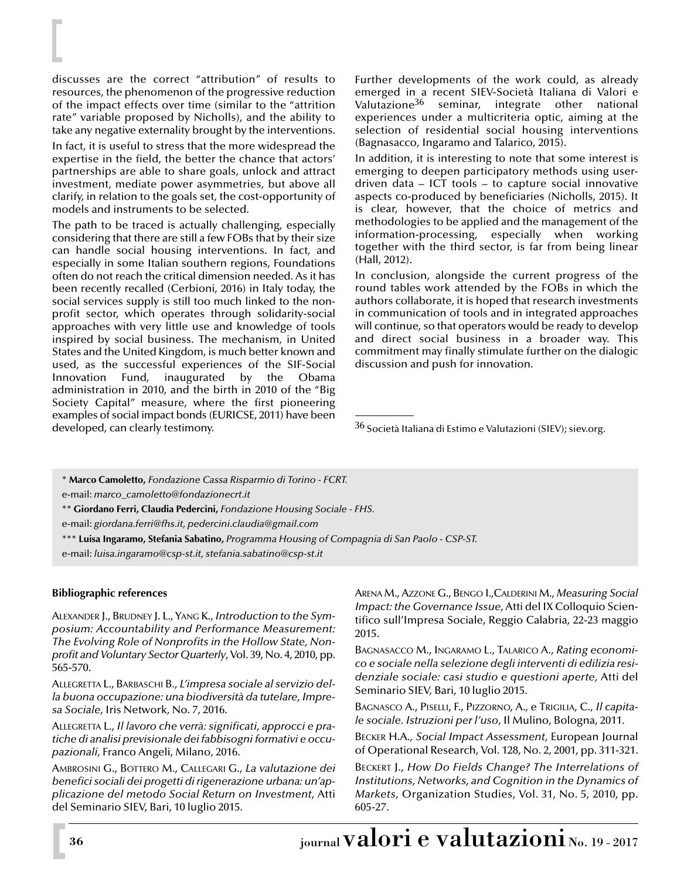discusses are the correct "attribution" of results to resources, the phenomenon of the progressive reduction of the impact effects over time (similar to the "attrition rate" variable proposed by Nicholls), and the ability to take any negative externality brought by the interventions.

In fact, it is useful to stress that the more widespread the expertise in the field, the better the chance that actors' partnerships are able to share goals, unlock and attract investment, mediate power asymmetries, but above all clarify, in relation to the goals set, the cost-opportunity of models and instruments to be selected.

The path to be traced is actually challenging, especially considering that there are still a few FOBs that by their size can handle social housing interventions. In fact, and especially in some Italian southern regions, Foundations often do not reach the critical dimension needed. As it has been recently recalled (Cerbioni, 2016) in Italy today, the social services supply is still too much linked to the non-profit sector, which operates through solidarity-social approaches with very little use and knowledge of tools inspired by social business. The mechanism, in United States and the United Kingdom, is much better known and used, as the successful experiences of the SIF-Social Innovation Fund, inaugurated by the Obama administration in 2010, and the birth in 2010 of the "Big Society Capital" measure, where the first pioneering examples of social impact bonds (EURICSE, 2011) have been developed, can clearly testimony.

Further developments of the work could, as already emerged in a recent SIEV-Società Italiana di Valori e Valutazione[36] seminar, integrate other national experiences under a multicriteria optic, aiming at the selection of residential social housing interventions (Bagnasacco, Ingaramo and Talarico, 2015).

In addition, it is interesting to note that some interest is emerging to deepen participatory methods using user-driven data – ICT tools – to capture social innovative aspects co-produced by beneficiaries (Nicholls, 2015). It is clear, however, that the choice of metrics and methodologies to be applied and the management of the information-processing, especially when working together with the third sector, is far from being linear (Hall, 2012).

In conclusion, alongside the current progress of the round tables work attended by the FOBs in which the authors collaborate, it is hoped that research investments in communication of tools and in integrated approaches will continue, so that operators would be ready to develop and direct social business in a broader way. This commitment may finally stimulate further on the dialogic discussion and push for innovation.

[36] Società Italiana di Estimo e Valutazioni (SIEV); siev.org.

\* **Marco Camoletto,** *Fondazione Cassa Risparmio di Torino - FCRT.*
e-mail: *marco_camoletto@fondazionecrt.it*

\*\* **Giordano Ferri, Claudia Pedercini,** *Fondazione Housing Sociale - FHS.*
e-mail: *giordana.ferri@fhs.it, pedercini.claudia@gmail.com*

\*\*\* **Luisa Ingaramo, Stefania Sabatino,** *Programma Housing of Compagnia di San Paolo - CSP-ST.*
e-mail: *luisa.ingaramo@csp-st.it, stefania.sabatino@csp-st.it*

**Bibliographic references**

Alexander J., Brudney J. L., Yang K., *Introduction to the Symposium: Accountability and Performance Measurement: The Evolving Role of Nonprofits in the Hollow State, Nonprofit and Voluntary Sector Quarterly*, Vol. 39, No. 4, 2010, pp. 565-570.

Allegretta L., Barbaschi B., *L'impresa sociale al servizio della buona occupazione: una biodiversità da tutelare, Impresa Sociale*, Iris Network, No. 7, 2016.

Allegretta L., *Il lavoro che verrà: significati, approcci e pratiche di analisi previsionale dei fabbisogni formativi e occupazionali*, Franco Angeli, Milano, 2016.

Ambrosini G., Bottero M., Callegari G., *La valutazione dei benefici sociali dei progetti di rigenerazione urbana: un'applicazione del metodo Social Return on Investment*, Atti del Seminario SIEV, Bari, 10 luglio 2015.

Arena M., Azzone G., Bengo I.,Calderini M., *Measuring Social Impact: the Governance Issue*, Atti del IX Colloquio Scientifico sull'Impresa Sociale, Reggio Calabria, 22-23 maggio 2015.

Bagnasacco M., Ingaramo L., Talarico A., *Rating economico e sociale nella selezione degli interventi di edilizia residenziale sociale: casi studio e questioni aperte*, Atti del Seminario SIEV, Bari, 10 luglio 2015.

Bagnasco A., Piselli, F., Pizzorno, A., e Trigilia, C., *Il capitale sociale. Istruzioni per l'uso*, Il Mulino, Bologna, 2011.

Becker H.A., *Social Impact Assessment*, European Journal of Operational Research, Vol. 128, No. 2, 2001, pp. 311-321.

Beckert J., *How Do Fields Change? The Interrelations of Institutions, Networks, and Cognition in the Dynamics of Markets*, Organization Studies, Vol. 31, No. 5, 2010, pp. 605-27.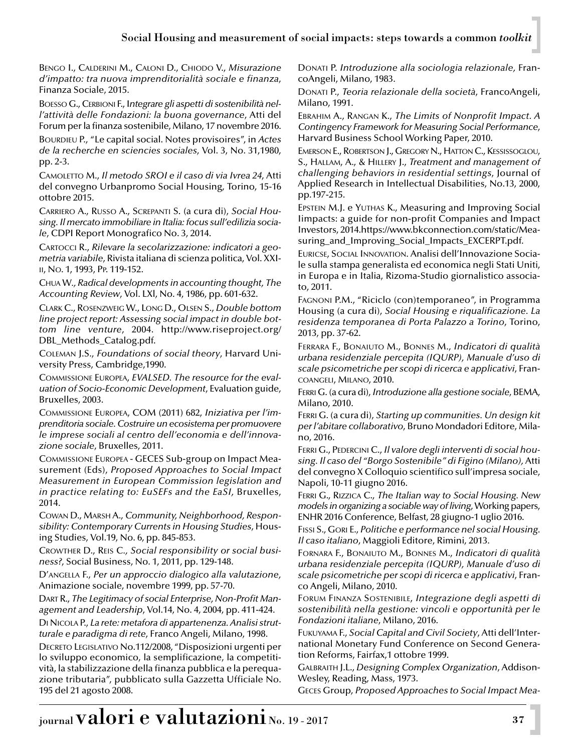Bengo I., Calderini M., Caloni D., Chiodo V., *Misurazione d'impatto: tra nuova imprenditorialità sociale e finanza*, Finanza Sociale, 2015.

Boesso G., Cerbioni F., I*ntegrare gli aspetti di sostenibilità nell'attività delle Fondazioni: la buona governance*, Atti del Forum per la finanza sostenibile, Milano, 17 novembre 2016.

Bourdieu P., "Le capital social. Notes provisoires", in *Actes de la recherche en sciencies sociales*, Vol. 3, No. 31,1980, pp. 2-3.

Camoletto M., *Il metodo SROI e il caso di via Ivrea 24*, Atti del convegno Urbanpromo Social Housing, Torino, 15-16 ottobre 2015.

Carriero A., Russo A., Screpanti S. (a cura di), *Social Housing. Il mercato immobiliare in Italia: focus sull'edilizia sociale*, CDPI Report Monografico No. 3, 2014.

Cartocci R., *Rilevare la secolarizzazione: indicatori a geometria variabile*, Rivista italiana di scienza politica, Vol. XXIII, No. 1, 1993, Pp. 119-152.

Chua W., *Radical developments in accounting thought, The Accounting Review*, Vol. LXI, No. 4, 1986, pp. 601-632.

Clark C., Rosenzweig W., Long D., Olsen S., *Double bottom line project report: Assessing social impact in double bottom line venture*, 2004. http://www.riseproject.org/DBL_Methods_Catalog.pdf.

Coleman J.S., *Foundations of social theory*, Harvard University Press, Cambridge,1990.

Commissione Europea, *EVALSED. The resource for the evaluation of Socio-Economic Development*, Evaluation guide, Bruxelles, 2003.

Commissione Europea, COM (2011) 682, *Iniziativa per l'imprenditoria sociale. Costruire un ecosistema per promuovere le imprese sociali al centro dell'economia e dell'innovazione sociale*, Bruxelles, 2011.

Commissione Europea - GECES Sub-group on Impact Measurement (Eds), *Proposed Approaches to Social Impact Measurement in European Commission legislation and in practice relating to: EuSEFs and the EaSI*, Bruxelles, 2014.

Cowan D., Marsh A., *Community, Neighborhood, Responsibility: Contemporary Currents in Housing Studies*, Housing Studies, Vol.19, No. 6, pp. 845-853.

Crowther D., Reis C., *Social responsibility or social business?*, Social Business, No. 1, 2011, pp. 129-148.

D'angella F., *Per un approccio dialogico alla valutazione*, Animazione sociale, novembre 1999, pp. 57-70.

Dart R., *The Legitimacy of social Enterprise, Non-Profit Management and Leadership*, Vol.14, No. 4, 2004, pp. 411-424.

Di Nicola P., *La rete: metafora di appartenenza. Analisi strutturale e paradigma di rete*, Franco Angeli, Milano, 1998.

Decreto Legislativo No.112/2008, "Disposizioni urgenti per lo sviluppo economico, la semplificazione, la competitività, la stabilizzazione della finanza pubblica e la perequazione tributaria", pubblicato sulla Gazzetta Ufficiale No. 195 del 21 agosto 2008.

Donati P. *Introduzione alla sociologia relazionale,* FrancoAngeli, Milano, 1983.

Donati P., *Teoria relazionale della società*, FrancoAngeli, Milano, 1991.

Ebrahim A., Rangan K., *The Limits of Nonprofit Impact. A Contingency Framework for Measuring Social Performance*, Harvard Business School Working Paper, 2010.

Emerson E., Robertson J., Gregory N., Hatton C., Kessissoglou, S., Hallam, A., & Hillery J., *Treatment and management of challenging behaviors in residential settings*, Journal of Applied Research in Intellectual Disabilities, No.13, 2000, pp.197-215.

Epstein M.J. e Yuthas K., Measuring and Improving Social Iimpacts: a guide for non-profit Companies and Impact Investors, 2014.https://www.bkconnection.com/static/Measuring_and_Improving_Social_Impacts_EXCERPT.pdf.

Euricse, Social Innovation. Analisi dell'Innovazione Sociale sulla stampa generalista ed economica negli Stati Uniti, in Europa e in Italia, Rizoma-Studio giornalistico associato, 2011.

Fagnoni P.M., "Riciclo (con)temporaneo", in Programma Housing (a cura di), *Social Housing e riqualificazione. La residenza temporanea di Porta Palazzo a Torino*, Torino, 2013, pp. 37-62.

Ferrara F., Bonaiuto M., Bonnes M., *Indicatori di qualità urbana residenziale percepita (IQURP), Manuale d'uso di scale psicometriche per scopi di ricerca e applicativi*, Francoangeli, Milano, 2010.

Ferri G. (a cura di), *Introduzione alla gestione sociale*, BEMA, Milano, 2010.

Ferri G. (a cura di), *Starting up communities. Un design kit per l'abitare collaborativo*, Bruno Mondadori Editore, Milano, 2016.

Ferri G., Pedercini C., *Il valore degli interventi di social housing. Il caso del "Borgo Sostenibile" di Figino (Milano)*, Atti del convegno X Colloquio scientifico sull'impresa sociale, Napoli, 10-11 giugno 2016.

Ferri G., Rizzica C., *The Italian way to Social Housing. New models in organizing a sociable way of living*, Working papers, ENHR 2016 Conference, Belfast, 28 giugno-1 uglio 2016.

Fissi S., Gori E., *Politiche e performance nel social Housing. Il caso italiano*, Maggioli Editore, Rimini, 2013.

Fornara F., Bonaiuto M., Bonnes M., *Indicatori di qualità urbana residenziale percepita (IQURP), Manuale d'uso di scale psicometriche per scopi di ricerca e applicativi*, Franco Angeli, Milano, 2010.

Forum Finanza Sostenibile, *Integrazione degli aspetti di sostenibilità nella gestione: vincoli e opportunità per le Fondazioni italiane*, Milano, 2016.

Fukuyama F., *Social Capital and Civil Society*, Atti dell'International Monetary Fund Conference on Second Generation Reforms, Fairfax,1 ottobre 1999.

Galbraith J.L., *Designing Complex Organization*, Addison-Wesley, Reading, Mass, 1973.

Geces Group, *Proposed Approaches to Social Impact Mea-*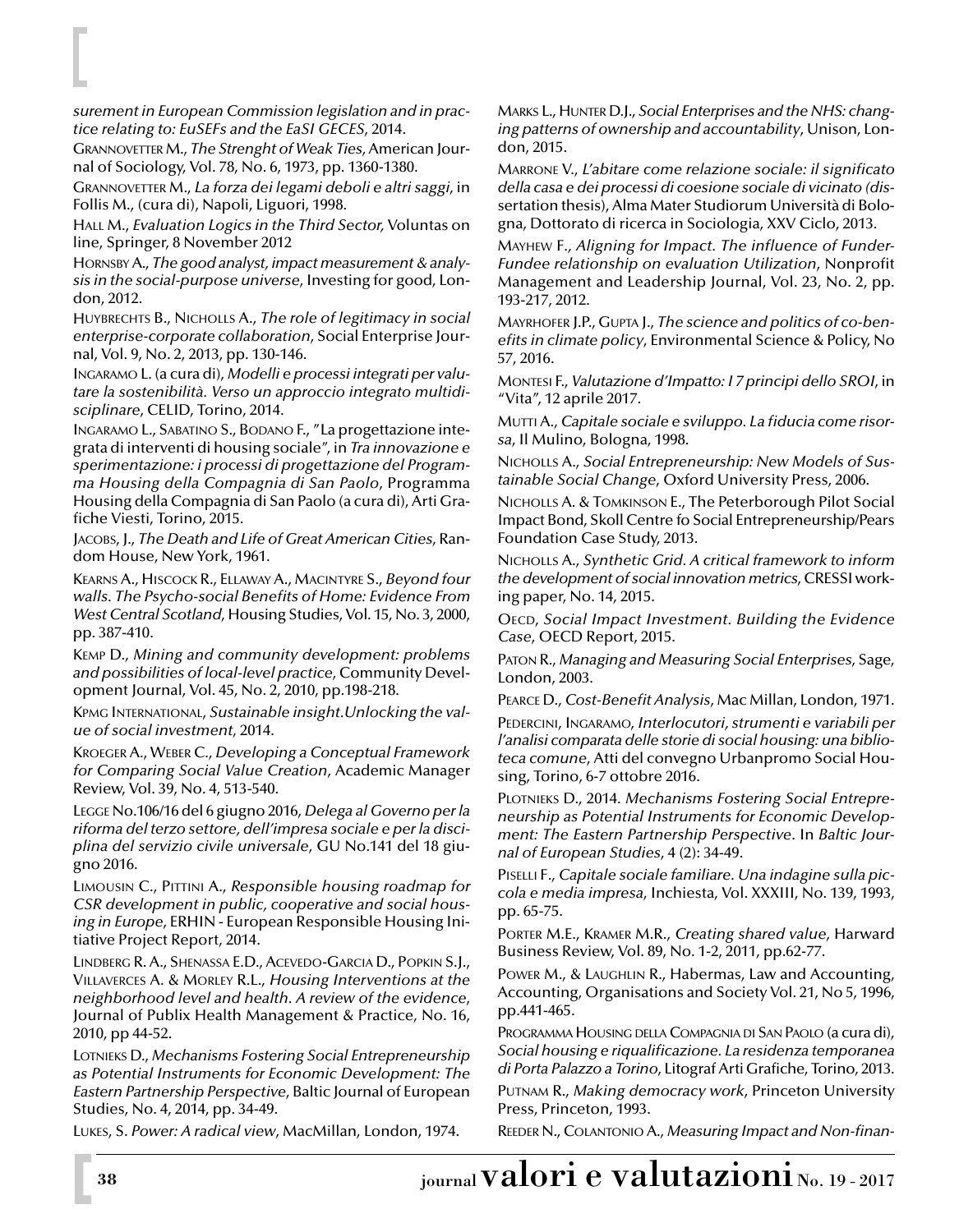*surement in European Commission legislation and in practice relating to: EuSEFs and the EaSI GECES*, 2014.

GRANNOVETTER M., *The Strenght of Weak Ties*, American Journal of Sociology, Vol. 78, No. 6, 1973, pp. 1360-1380.

GRANNOVETTER M., *La forza dei legami deboli e altri saggi*, in Follis M., (cura di), Napoli, Liguori, 1998.

HALL M., *Evaluation Logics in the Third Sector*, Voluntas on line, Springer, 8 November 2012

HORNSBY A., *The good analyst, impact measurement & analysis in the social-purpose universe*, Investing for good, London, 2012.

HUYBRECHTS B., NICHOLLS A., *The role of legitimacy in social enterprise-corporate collaboration*, Social Enterprise Journal, Vol. 9, No. 2, 2013, pp. 130-146.

INGARAMO L. (a cura di), *Modelli e processi integrati per valutare la sostenibilità. Verso un approccio integrato multidisciplinare*, CELID, Torino, 2014.

INGARAMO L., SABATINO S., BODANO F., "La progettazione integrata di interventi di housing sociale", in *Tra innovazione e sperimentazione: i processi di progettazione del Programma Housing della Compagnia di San Paolo*, Programma Housing della Compagnia di San Paolo (a cura di), Arti Grafiche Viesti, Torino, 2015.

JACOBS, J., *The Death and Life of Great American Cities*, Random House, New York, 1961.

KEARNS A., HISCOCK R., ELLAWAY A., MACINTYRE S., *Beyond four walls. The Psycho-social Benefits of Home: Evidence From West Central Scotland*, Housing Studies, Vol. 15, No. 3, 2000, pp. 387-410.

KEMP D., *Mining and community development: problems and possibilities of local-level practice*, Community Development Journal, Vol. 45, No. 2, 2010, pp.198-218.

KPMG INTERNATIONAL, *Sustainable insight.Unlocking the value of social investment*, 2014.

KROEGER A., WEBER C., *Developing a Conceptual Framework for Comparing Social Value Creation*, Academic Manager Review, Vol. 39, No. 4, 513-540.

LEGGE No.106/16 del 6 giugno 2016, *Delega al Governo per la riforma del terzo settore, dell'impresa sociale e per la disciplina del servizio civile universale*, GU No.141 del 18 giugno 2016.

LIMOUSIN C., PITTINI A., *Responsible housing roadmap for CSR development in public, cooperative and social housing in Europe*, ERHIN - European Responsible Housing Initiative Project Report, 2014.

LINDBERG R. A., SHENASSA E.D., ACEVEDO-GARCIA D., POPKIN S.J., VILLAVERCES A. & MORLEY R.L., *Housing Interventions at the neighborhood level and health. A review of the evidence*, Journal of Publix Health Management & Practice, No. 16, 2010, pp 44-52.

LOTNIEKS D., *Mechanisms Fostering Social Entrepreneurship as Potential Instruments for Economic Development: The Eastern Partnership Perspective*, Baltic Journal of European Studies, No. 4, 2014, pp. 34-49.

LUKES, S. *Power: A radical view*, MacMillan, London, 1974.

MARKS L., HUNTER D.J., *Social Enterprises and the NHS: changing patterns of ownership and accountability*, Unison, London, 2015.

MARRONE V., *L'abitare come relazione sociale: il significato della casa e dei processi di coesione sociale di vicinato* (dissertation thesis), Alma Mater Studiorum Università di Bologna, Dottorato di ricerca in Sociologia, XXV Ciclo, 2013.

MAYHEW F., *Aligning for Impact. The influence of Funder-Fundee relationship on evaluation Utilization*, Nonprofit Management and Leadership Journal, Vol. 23, No. 2, pp. 193-217, 2012.

MAYRHOFER J.P., GUPTA J., *The science and politics of co-benefits in climate policy*, Environmental Science & Policy, No 57, 2016.

MONTESI F., *Valutazione d'Impatto: I 7 principi dello SROI*, in "Vita", 12 aprile 2017.

MUTTI A., *Capitale sociale e sviluppo. La fiducia come risorsa*, Il Mulino, Bologna, 1998.

NICHOLLS A., *Social Entrepreneurship: New Models of Sustainable Social Change*, Oxford University Press, 2006.

NICHOLLS A. & TOMKINSON E., The Peterborough Pilot Social Impact Bond, Skoll Centre fo Social Entrepreneurship/Pears Foundation Case Study, 2013.

NICHOLLS A., *Synthetic Grid. A critical framework to inform the development of social innovation metrics*, CRESSI working paper, No. 14, 2015.

OECD, *Social Impact Investment. Building the Evidence Case*, OECD Report, 2015.

PATON R., *Managing and Measuring Social Enterprises*, Sage, London, 2003.

PEARCE D., *Cost-Benefit Analysis*, Mac Millan, London, 1971.

PEDERCINI, INGARAMO, *Interlocutori, strumenti e variabili per l'analisi comparata delle storie di social housing: una biblioteca comune*, Atti del convegno Urbanpromo Social Housing, Torino, 6-7 ottobre 2016.

PLOTNIEKS D., 2014. *Mechanisms Fostering Social Entrepreneurship as Potential Instruments for Economic Development: The Eastern Partnership Perspective*. In *Baltic Journal of European Studies*, 4 (2): 34-49.

PISELLI F., *Capitale sociale familiare. Una indagine sulla piccola e media impresa*, Inchiesta, Vol. XXXIII, No. 139, 1993, pp. 65-75.

PORTER M.E., KRAMER M.R., *Creating shared value*, Harward Business Review, Vol. 89, No. 1-2, 2011, pp.62-77.

POWER M., & LAUGHLIN R., Habermas, Law and Accounting, Accounting, Organisations and Society Vol. 21, No 5, 1996, pp.441-465.

PROGRAMMA HOUSING DELLA COMPAGNIA DI SAN PAOLO (a cura di), *Social housing e riqualificazione. La residenza temporanea di Porta Palazzo a Torino*, Litograf Arti Grafiche, Torino, 2013.

PUTNAM R., *Making democracy work*, Princeton University Press, Princeton, 1993.

REEDER N., COLANTONIO A., *Measuring Impact and Non-finan-*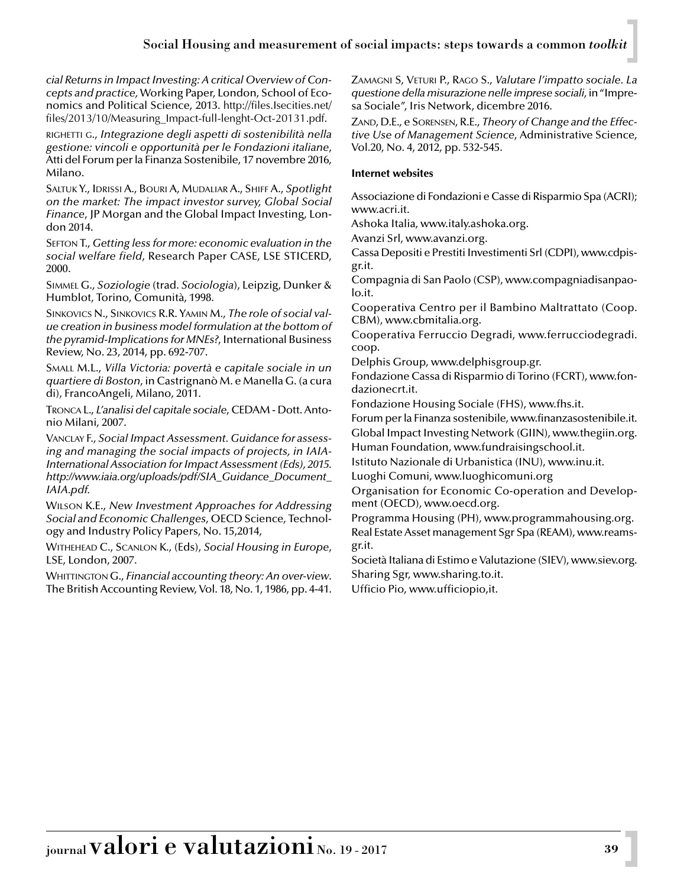*cial Returns in Impact Investing: A critical Overview of Concepts and practice,* Working Paper, London, School of Economics and Political Science, 2013. http://files.lsecities.net/files/2013/10/Measuring_Impact-full-lenght-Oct-20131.pdf.

RIGHETTI G., *Integrazione degli aspetti di sostenibilità nella gestione: vincoli e opportunità per le Fondazioni italiane*, Atti del Forum per la Finanza Sostenibile, 17 novembre 2016, Milano.

SALTUK Y., IDRISSI A., BOURI A, MUDALIAR A., SHIFF A., *Spotlight on the market: The impact investor survey, Global Social Finance*, JP Morgan and the Global Impact Investing, London 2014.

SEFTON T., *Getting less for more: economic evaluation in the social welfare field*, Research Paper CASE, LSE STICERD, 2000.

SIMMEL G., *Soziologie* (trad. *Sociologia*), Leipzig, Dunker & Humblot, Torino, Comunità, 1998.

SINKOVICS N., SINKOVICS R.R. YAMIN M., *The role of social value creation in business model formulation at the bottom of the pyramid-Implications for MNEs?*, International Business Review, No. 23, 2014, pp. 692-707.

SMALL M.L., *Villa Victoria: povertà e capitale sociale in un quartiere di Boston*, in Castrignanò M. e Manella G. (a cura di), FrancoAngeli, Milano, 2011.

TRONCA L., *L'analisi del capitale sociale*, CEDAM - Dott. Antonio Milani, 2007.

VANCLAY F., *Social Impact Assessment. Guidance for assessing and managing the social impacts of projects, in IAIA-International Association for Impact Assessment (Eds), 2015. http://www.iaia.org/uploads/pdf/SIA_Guidance_Document_IAIA.pdf.*

WILSON K.E., *New Investment Approaches for Addressing Social and Economic Challenges*, OECD Science, Technology and Industry Policy Papers, No. 15,2014,

WITHEHEAD C., SCANLON K., (Eds), *Social Housing in Europe*, LSE, London, 2007.

WHITTINGTON G., *Financial accounting theory: An over-view*. The British Accounting Review, Vol. 18, No. 1, 1986, pp. 4-41.

ZAMAGNI S, VETURI P., RAGO S., *Valutare l'impatto sociale. La questione della misurazione nelle imprese sociali,* in "Impresa Sociale", Iris Network, dicembre 2016.

ZAND, D.E., e SORENSEN, R.E., *Theory of Change and the Effective Use of Management Science*, Administrative Science, Vol.20, No. 4, 2012, pp. 532-545.

**Internet websites**

Associazione di Fondazioni e Casse di Risparmio Spa (ACRI); www.acri.it.

Ashoka Italia, www.italy.ashoka.org.

Avanzi Srl, www.avanzi.org.

Cassa Depositi e Prestiti Investimenti Srl (CDPI), www.cdpisgr.it.

Compagnia di San Paolo (CSP), www.compagniadisanpaolo.it.

Cooperativa Centro per il Bambino Maltrattato (Coop. CBM), www.cbmitalia.org.

Cooperativa Ferruccio Degradi, www.ferrucciodegradi.coop.

Delphis Group, www.delphisgroup.gr.

Fondazione Cassa di Risparmio di Torino (FCRT), www.fondazionecrt.it.

Fondazione Housing Sociale (FHS), www.fhs.it.

Forum per la Finanza sostenibile, www.finanzasostenibile.it.

Global Impact Investing Network (GIIN), www.thegiin.org.

Human Foundation, www.fundraisingschool.it.

Istituto Nazionale di Urbanistica (INU), www.inu.it.

Luoghi Comuni, www.luoghicomuni.org

Organisation for Economic Co-operation and Development (OECD), www.oecd.org.

Programma Housing (PH), www.programmahousing.org.

Real Estate Asset management Sgr Spa (REAM), www.reamsgr.it.

Società Italiana di Estimo e Valutazione (SIEV), www.siev.org.

Sharing Sgr, www.sharing.to.it.

Ufficio Pio, www.ufficiopio,it.